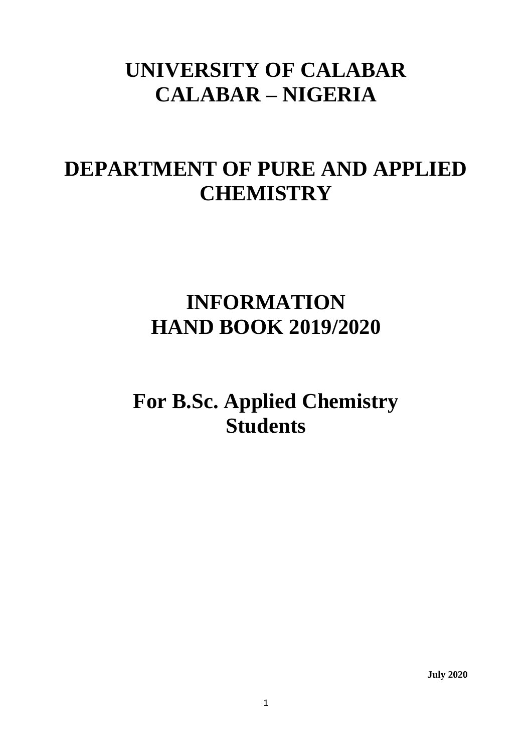# UNIVERSITY OF CALABAR
# CALABAR – NIGERIA

# DEPARTMENT OF PURE AND APPLIED CHEMISTRY

# INFORMATION HAND BOOK 2019/2020

## For B.Sc. Applied Chemistry Students

**July 2020**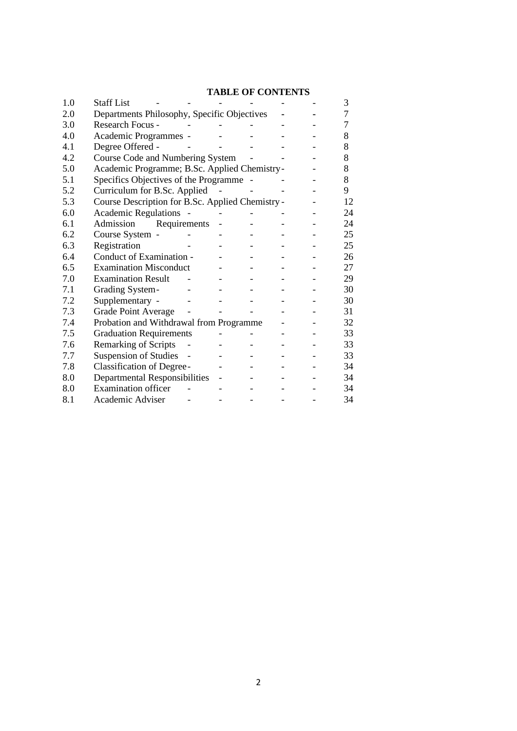## TABLE OF CONTENTS

| | | |
|---|---|---|
| 1.0 | Staff List | 3 |
| 2.0 | Departments Philosophy, Specific Objectives | 7 |
| 3.0 | Research Focus | 7 |
| 4.0 | Academic Programmes | 8 |
| 4.1 | Degree Offered | 8 |
| 4.2 | Course Code and Numbering System | 8 |
| 5.0 | Academic Programme; B.Sc. Applied Chemistry | 8 |
| 5.1 | Specifics Objectives of the Programme | 8 |
| 5.2 | Curriculum for B.Sc. Applied | 9 |
| 5.3 | Course Description for B.Sc. Applied Chemistry | 12 |
| 6.0 | Academic Regulations | 24 |
| 6.1 | Admission Requirements | 24 |
| 6.2 | Course System | 25 |
| 6.3 | Registration | 25 |
| 6.4 | Conduct of Examination | 26 |
| 6.5 | Examination Misconduct | 27 |
| 7.0 | Examination Result | 29 |
| 7.1 | Grading System | 30 |
| 7.2 | Supplementary | 30 |
| 7.3 | Grade Point Average | 31 |
| 7.4 | Probation and Withdrawal from Programme | 32 |
| 7.5 | Graduation Requirements | 33 |
| 7.6 | Remarking of Scripts | 33 |
| 7.7 | Suspension of Studies | 33 |
| 7.8 | Classification of Degree | 34 |
| 8.0 | Departmental Responsibilities | 34 |
| 8.0 | Examination officer | 34 |
| 8.1 | Academic Adviser | 34 |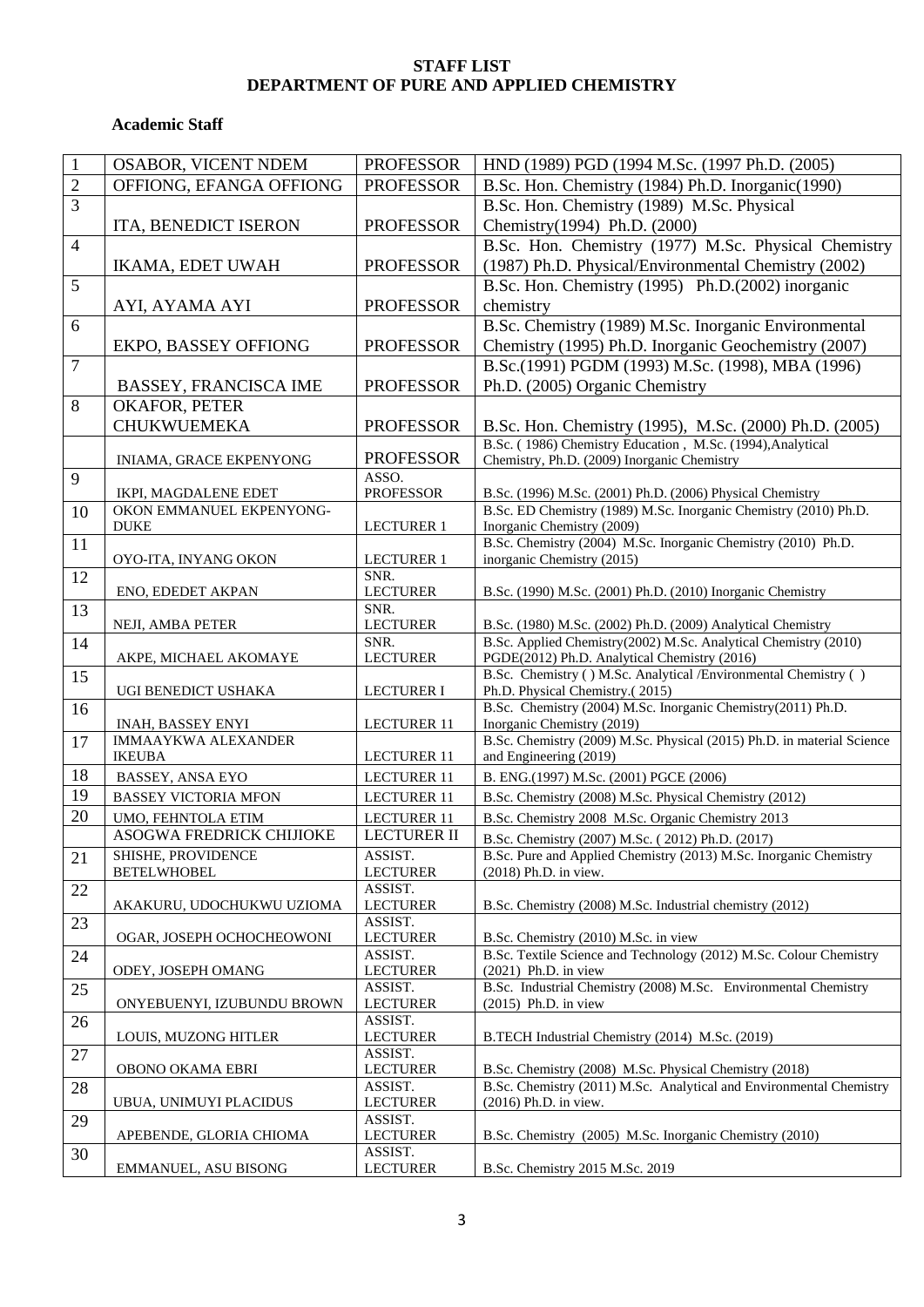**STAFF LIST**
**DEPARTMENT OF PURE AND APPLIED CHEMISTRY**

**Academic Staff**

| | | | |
|---|---|---|---|
| 1 | OSABOR, VICENT NDEM | PROFESSOR | HND (1989) PGD (1994 M.Sc. (1997 Ph.D. (2005) |
| 2 | OFFIONG, EFANGA OFFIONG | PROFESSOR | B.Sc. Hon. Chemistry (1984) Ph.D. Inorganic(1990) |
| 3 | ITA, BENEDICT ISERON | PROFESSOR | B.Sc. Hon. Chemistry (1989) M.Sc. Physical Chemistry(1994) Ph.D. (2000) |
| 4 | IKAMA, EDET UWAH | PROFESSOR | B.Sc. Hon. Chemistry (1977) M.Sc. Physical Chemistry (1987) Ph.D. Physical/Environmental Chemistry (2002) |
| 5 | AYI, AYAMA AYI | PROFESSOR | B.Sc. Hon. Chemistry (1995) Ph.D.(2002) inorganic chemistry |
| 6 | EKPO, BASSEY OFFIONG | PROFESSOR | B.Sc. Chemistry (1989) M.Sc. Inorganic Environmental Chemistry (1995) Ph.D. Inorganic Geochemistry (2007) |
| 7 | BASSEY, FRANCISCA IME | PROFESSOR | B.Sc.(1991) PGDM (1993) M.Sc. (1998), MBA (1996) Ph.D. (2005) Organic Chemistry |
| 8 | OKAFOR, PETER CHUKWUEMEKA | PROFESSOR | B.Sc. Hon. Chemistry (1995), M.Sc. (2000) Ph.D. (2005) |
| | INIAMA, GRACE EKPENYONG | PROFESSOR | B.Sc. ( 1986) Chemistry Education , M.Sc. (1994),Analytical Chemistry, Ph.D. (2009) Inorganic Chemistry |
| 9 | IKPI, MAGDALENE EDET | ASSO. PROFESSOR | B.Sc. (1996) M.Sc. (2001) Ph.D. (2006) Physical Chemistry |
| 10 | OKON EMMANUEL EKPENYONG-DUKE | LECTURER 1 | B.Sc. ED Chemistry (1989) M.Sc. Inorganic Chemistry (2010) Ph.D. Inorganic Chemistry (2009) |
| 11 | OYO-ITA, INYANG OKON | LECTURER 1 | B.Sc. Chemistry (2004) M.Sc. Inorganic Chemistry (2010) Ph.D. inorganic Chemistry (2015) |
| 12 | ENO, EDEDET AKPAN | SNR. LECTURER | B.Sc. (1990) M.Sc. (2001) Ph.D. (2010) Inorganic Chemistry |
| 13 | NEJI, AMBA PETER | SNR. LECTURER | B.Sc. (1980) M.Sc. (2002) Ph.D. (2009) Analytical Chemistry |
| 14 | AKPE, MICHAEL AKOMAYE | SNR. LECTURER | B.Sc. Applied Chemistry(2002) M.Sc. Analytical Chemistry (2010) PGDE(2012) Ph.D. Analytical Chemistry (2016) |
| 15 | UGI BENEDICT USHAKA | LECTURER I | B.Sc. Chemistry ( ) M.Sc. Analytical /Environmental Chemistry ( ) Ph.D. Physical Chemistry.( 2015) |
| 16 | INAH, BASSEY ENYI | LECTURER 11 | B.Sc. Chemistry (2004) M.Sc. Inorganic Chemistry(2011) Ph.D. Inorganic Chemistry (2019) |
| 17 | IMMAAYKWA ALEXANDER IKEUBA | LECTURER 11 | B.Sc. Chemistry (2009) M.Sc. Physical (2015) Ph.D. in material Science and Engineering (2019) |
| 18 | BASSEY, ANSA EYO | LECTURER 11 | B. ENG.(1997) M.Sc. (2001) PGCE (2006) |
| 19 | BASSEY VICTORIA MFON | LECTURER 11 | B.Sc. Chemistry (2008) M.Sc. Physical Chemistry (2012) |
| 20 | UMO, FEHNTOLA ETIM | LECTURER 11 | B.Sc. Chemistry 2008 M.Sc. Organic Chemistry 2013 |
| | ASOGWA FREDRICK CHIJIOKE | LECTURER II | B.Sc. Chemistry (2007) M.Sc. ( 2012) Ph.D. (2017) |
| 21 | SHISHE, PROVIDENCE BETELWHOBEL | ASSIST. LECTURER | B.Sc. Pure and Applied Chemistry (2013) M.Sc. Inorganic Chemistry (2018) Ph.D. in view. |
| 22 | AKAKURU, UDOCHUKWU UZIOMA | ASSIST. LECTURER | B.Sc. Chemistry (2008) M.Sc. Industrial chemistry (2012) |
| 23 | OGAR, JOSEPH OCHOCHEOWONI | ASSIST. LECTURER | B.Sc. Chemistry (2010) M.Sc. in view |
| 24 | ODEY, JOSEPH OMANG | ASSIST. LECTURER | B.Sc. Textile Science and Technology (2012) M.Sc. Colour Chemistry (2021) Ph.D. in view |
| 25 | ONYEBUENYI, IZUBUNDU BROWN | ASSIST. LECTURER | B.Sc. Industrial Chemistry (2008) M.Sc. Environmental Chemistry (2015) Ph.D. in view |
| 26 | LOUIS, MUZONG HITLER | ASSIST. LECTURER | B.TECH Industrial Chemistry (2014) M.Sc. (2019) |
| 27 | OBONO OKAMA EBRI | ASSIST. LECTURER | B.Sc. Chemistry (2008) M.Sc. Physical Chemistry (2018) |
| 28 | UBUA, UNIMUYI PLACIDUS | ASSIST. LECTURER | B.Sc. Chemistry (2011) M.Sc. Analytical and Environmental Chemistry (2016) Ph.D. in view. |
| 29 | APEBENDE, GLORIA CHIOMA | ASSIST. LECTURER | B.Sc. Chemistry (2005) M.Sc. Inorganic Chemistry (2010) |
| 30 | EMMANUEL, ASU BISONG | ASSIST. LECTURER | B.Sc. Chemistry 2015 M.Sc. 2019 |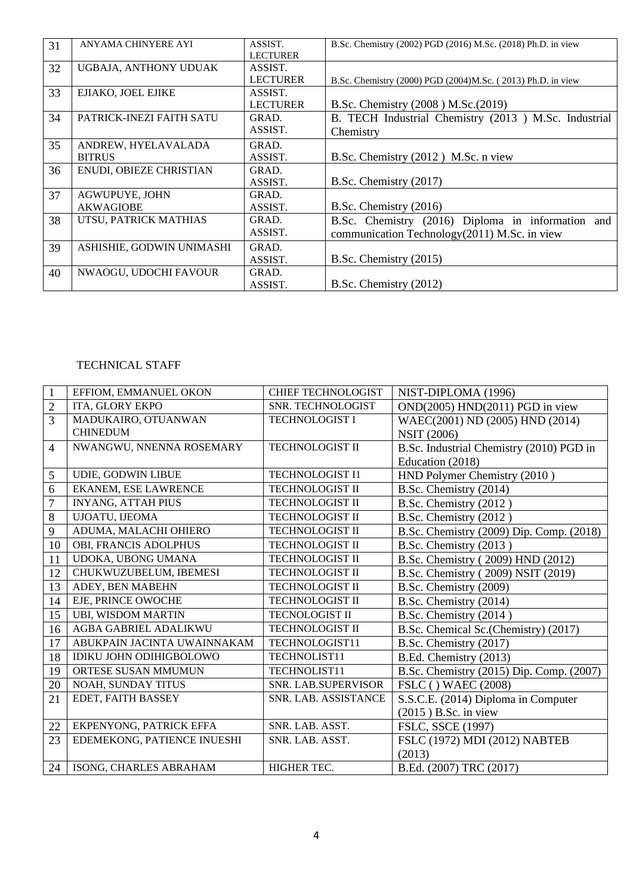| 31 | ANYAMA CHINYERE AYI | ASSIST. LECTURER | B.Sc. Chemistry (2002) PGD (2016) M.Sc. (2018) Ph.D. in view |
|---|---|---|---|
| 32 | UGBAJA, ANTHONY UDUAK | ASSIST. LECTURER | B.Sc. Chemistry (2000) PGD (2004)M.Sc. ( 2013) Ph.D. in view |
| 33 | EJIAKO, JOEL EJIKE | ASSIST. LECTURER | B.Sc. Chemistry (2008 ) M.Sc.(2019) |
| 34 | PATRICK-INEZI FAITH SATU | GRAD. ASSIST. | B. TECH Industrial Chemistry (2013 ) M.Sc. Industrial Chemistry |
| 35 | ANDREW, HYELAVALADA BITRUS | GRAD. ASSIST. | B.Sc. Chemistry (2012 ) M.Sc. n view |
| 36 | ENUDI, OBIEZE CHRISTIAN | GRAD. ASSIST. | B.Sc. Chemistry (2017) |
| 37 | AGWUPUYE, JOHN AKWAGIOBE | GRAD. ASSIST. | B.Sc. Chemistry (2016) |
| 38 | UTSU, PATRICK MATHIAS | GRAD. ASSIST. | B.Sc. Chemistry (2016) Diploma in information and communication Technology(2011) M.Sc. in view |
| 39 | ASHISHIE, GODWIN UNIMASHI | GRAD. ASSIST. | B.Sc. Chemistry (2015) |
| 40 | NWAOGU, UDOCHI FAVOUR | GRAD. ASSIST. | B.Sc. Chemistry (2012) |

TECHNICAL STAFF

| 1 | EFFIOM, EMMANUEL OKON | CHIEF TECHNOLOGIST | NIST-DIPLOMA (1996) |
|---|---|---|---|
| 2 | ITA, GLORY EKPO | SNR. TECHNOLOGIST | OND(2005) HND(2011) PGD in view |
| 3 | MADUKAIRO, OTUANWAN CHINEDUM | TECHNOLOGIST I | WAEC(2001) ND (2005) HND (2014) NSIT (2006) |
| 4 | NWANGWU, NNENNA ROSEMARY | TECHNOLOGIST II | B.Sc. Industrial Chemistry (2010) PGD in Education (2018) |
| 5 | UDIE, GODWIN LIBUE | TECHNOLOGIST I1 | HND Polymer Chemistry (2010 ) |
| 6 | EKANEM, ESE LAWRENCE | TECHNOLOGIST II | B.Sc. Chemistry (2014) |
| 7 | INYANG, ATTAH PIUS | TECHNOLOGIST II | B.Sc. Chemistry (2012 ) |
| 8 | UJOATU, IJEOMA | TECHNOLOGIST II | B.Sc. Chemistry (2012 ) |
| 9 | ADUMA, MALACHI OHIERO | TECHNOLOGIST II | B.Sc. Chemistry (2009) Dip. Comp. (2018) |
| 10 | OBI, FRANCIS ADOLPHUS | TECHNOLOGIST II | B.Sc. Chemistry (2013 ) |
| 11 | UDOKA, UBONG UMANA | TECHNOLOGIST II | B.Sc. Chemistry ( 2009) HND (2012) |
| 12 | CHUKWUZUBELUM, IBEMESI | TECHNOLOGIST II | B.Sc. Chemistry ( 2009) NSIT (2019) |
| 13 | ADEY, BEN MABEHN | TECHNOLOGIST II | B.Sc. Chemistry (2009) |
| 14 | EJE, PRINCE OWOCHE | TECHNOLOGIST II | B.Sc. Chemistry (2014) |
| 15 | UBI, WISDOM MARTIN | TECNOLOGIST II | B.Sc. Chemistry (2014 ) |
| 16 | AGBA GABRIEL ADALIKWU | TECHNOLOGIST II | B.Sc. Chemical Sc.(Chemistry) (2017) |
| 17 | ABUKPAIN JACINTA UWAINNAKAM | TECHNOLOGIST11 | B.Sc. Chemistry (2017) |
| 18 | IDIKU JOHN ODIHIGBOLOWO | TECHNOLIST11 | B.Ed. Chemistry (2013) |
| 19 | ORTESE SUSAN MMUMUN | TECHNOLIST11 | B.Sc. Chemistry (2015) Dip. Comp. (2007) |
| 20 | NOAH, SUNDAY TITUS | SNR. LAB.SUPERVISOR | FSLC ( ) WAEC (2008) |
| 21 | EDET, FAITH BASSEY | SNR. LAB. ASSISTANCE | S.S.C.E. (2014) Diploma in Computer (2015 ) B.Sc. in view |
| 22 | EKPENYONG, PATRICK EFFA | SNR. LAB. ASST. | FSLC, SSCE (1997) |
| 23 | EDEMEKONG, PATIENCE INUESHI | SNR. LAB. ASST. | FSLC (1972) MDI (2012) NABTEB (2013) |
| 24 | ISONG, CHARLES ABRAHAM | HIGHER TEC. | B.Ed. (2007) TRC (2017) |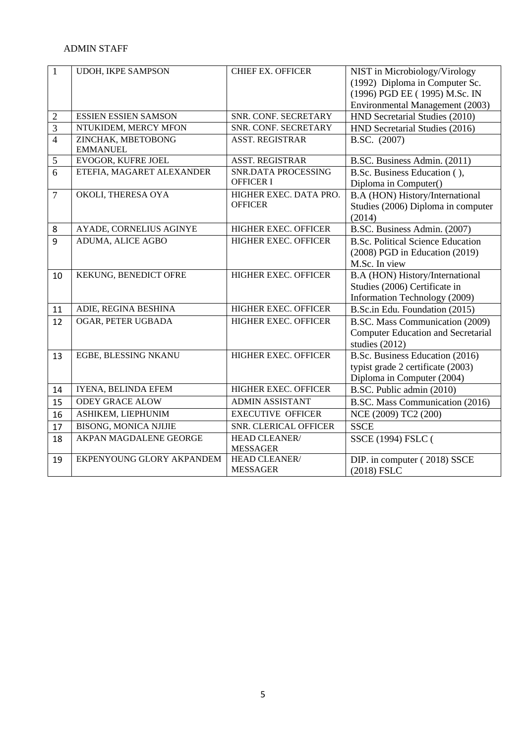ADMIN STAFF

| 1 | UDOH, IKPE SAMPSON | CHIEF EX. OFFICER | NIST in Microbiology/Virology (1992) Diploma in Computer Sc. (1996) PGD EE ( 1995) M.Sc. IN Environmental Management (2003) |
|---|---|---|---|
| 2 | ESSIEN ESSIEN SAMSON | SNR. CONF. SECRETARY | HND Secretarial Studies (2010) |
| 3 | NTUKIDEM, MERCY MFON | SNR. CONF. SECRETARY | HND Secretarial Studies (2016) |
| 4 | ZINCHAK, MBETOBONG EMMANUEL | ASST. REGISTRAR | B.SC. (2007) |
| 5 | EVOGOR, KUFRE JOEL | ASST. REGISTRAR | B.SC. Business Admin. (2011) |
| 6 | ETEFIA, MAGARET ALEXANDER | SNR.DATA PROCESSING OFFICER I | B.Sc. Business Education ( ), Diploma in Computer() |
| 7 | OKOLI, THERESA OYA | HIGHER EXEC. DATA PRO. OFFICER | B.A (HON) History/International Studies (2006) Diploma in computer (2014) |
| 8 | AYADE, CORNELIUS AGINYE | HIGHER EXEC. OFFICER | B.SC. Business Admin. (2007) |
| 9 | ADUMA, ALICE AGBO | HIGHER EXEC. OFFICER | B.Sc. Political Science Education (2008) PGD in Education (2019) M.Sc. In view |
| 10 | KEKUNG, BENEDICT OFRE | HIGHER EXEC. OFFICER | B.A (HON) History/International Studies (2006) Certificate in Information Technology (2009) |
| 11 | ADIE, REGINA BESHINA | HIGHER EXEC. OFFICER | B.Sc.in Edu. Foundation (2015) |
| 12 | OGAR, PETER UGBADA | HIGHER EXEC. OFFICER | B.SC. Mass Communication (2009) Computer Education and Secretarial studies (2012) |
| 13 | EGBE, BLESSING NKANU | HIGHER EXEC. OFFICER | B.Sc. Business Education (2016) typist grade 2 certificate (2003) Diploma in Computer (2004) |
| 14 | IYENA, BELINDA EFEM | HIGHER EXEC. OFFICER | B.SC. Public admin (2010) |
| 15 | ODEY GRACE ALOW | ADMIN ASSISTANT | B.SC. Mass Communication (2016) |
| 16 | ASHIKEM, LIEPHUNIM | EXECUTIVE OFFICER | NCE (2009) TC2 (200) |
| 17 | BISONG, MONICA NJIJIE | SNR. CLERICAL OFFICER | SSCE |
| 18 | AKPAN MAGDALENE GEORGE | HEAD CLEANER/ MESSAGER | SSCE (1994) FSLC ( |
| 19 | EKPENYOUNG GLORY AKPANDEM | HEAD CLEANER/ MESSAGER | DIP. in computer ( 2018) SSCE (2018) FSLC |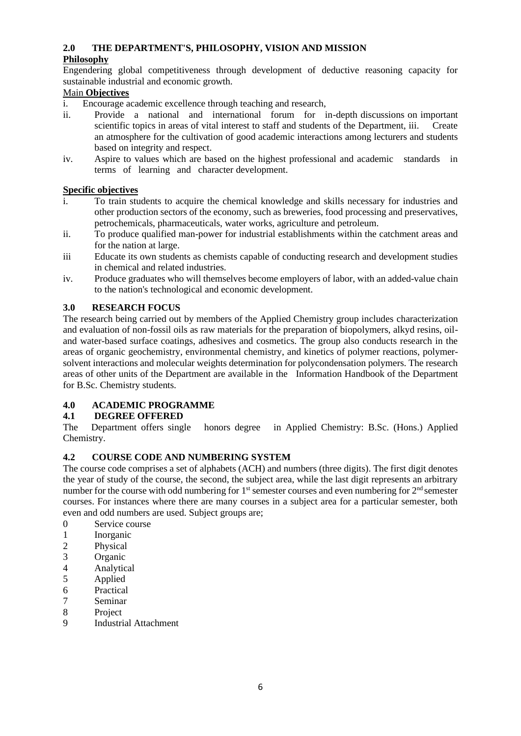## 2.0 THE DEPARTMENT'S, PHILOSOPHY, VISION AND MISSION

**Philosophy**

Engendering global competitiveness through development of deductive reasoning capacity for sustainable industrial and economic growth.

Main **Objectives**

i. Encourage academic excellence through teaching and research,

ii. Provide a national and international forum for in-depth discussions on important scientific topics in areas of vital interest to staff and students of the Department, iii. Create an atmosphere for the cultivation of good academic interactions among lecturers and students based on integrity and respect.

iv. Aspire to values which are based on the highest professional and academic standards in terms of learning and character development.

**Specific objectives**

i. To train students to acquire the chemical knowledge and skills necessary for industries and other production sectors of the economy, such as breweries, food processing and preservatives, petrochemicals, pharmaceuticals, water works, agriculture and petroleum.

ii. To produce qualified man-power for industrial establishments within the catchment areas and for the nation at large.

iii Educate its own students as chemists capable of conducting research and development studies in chemical and related industries.

iv. Produce graduates who will themselves become employers of labor, with an added-value chain to the nation's technological and economic development.

## 3.0 RESEARCH FOCUS

The research being carried out by members of the Applied Chemistry group includes characterization and evaluation of non-fossil oils as raw materials for the preparation of biopolymers, alkyd resins, oil- and water-based surface coatings, adhesives and cosmetics. The group also conducts research in the areas of organic geochemistry, environmental chemistry, and kinetics of polymer reactions, polymer-solvent interactions and molecular weights determination for polycondensation polymers. The research areas of other units of the Department are available in the Information Handbook of the Department for B.Sc. Chemistry students.

## 4.0 ACADEMIC PROGRAMME

### 4.1 DEGREE OFFERED

The Department offers single honors degree in Applied Chemistry: B.Sc. (Hons.) Applied Chemistry.

### 4.2 COURSE CODE AND NUMBERING SYSTEM

The course code comprises a set of alphabets (ACH) and numbers (three digits). The first digit denotes the year of study of the course, the second, the subject area, while the last digit represents an arbitrary number for the course with odd numbering for 1st semester courses and even numbering for 2nd semester courses. For instances where there are many courses in a subject area for a particular semester, both even and odd numbers are used. Subject groups are;

0 Service course
1 Inorganic
2 Physical
3 Organic
4 Analytical
5 Applied
6 Practical
7 Seminar
8 Project
9 Industrial Attachment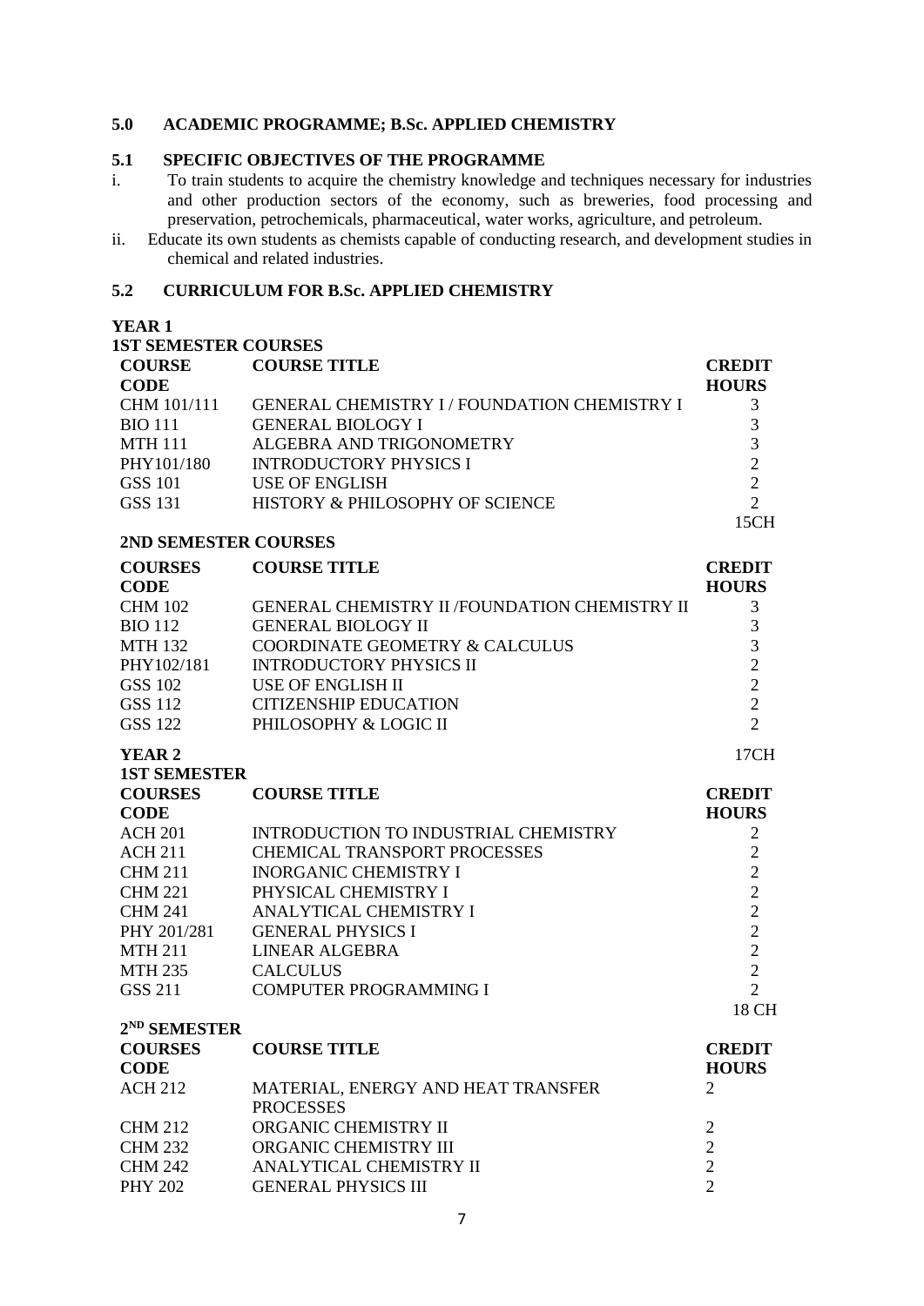## 5.0 ACADEMIC PROGRAMME; B.Sc. APPLIED CHEMISTRY

### 5.1 SPECIFIC OBJECTIVES OF THE PROGRAMME

i. To train students to acquire the chemistry knowledge and techniques necessary for industries and other production sectors of the economy, such as breweries, food processing and preservation, petrochemicals, pharmaceutical, water works, agriculture, and petroleum.

ii. Educate its own students as chemists capable of conducting research, and development studies in chemical and related industries.

### 5.2 CURRICULUM FOR B.Sc. APPLIED CHEMISTRY

**YEAR 1**

**1ST SEMESTER COURSES**

| COURSE CODE | COURSE TITLE | CREDIT HOURS |
|---|---|---|
| CHM 101/111 | GENERAL CHEMISTRY I / FOUNDATION CHEMISTRY I | 3 |
| BIO 111 | GENERAL BIOLOGY I | 3 |
| MTH 111 | ALGEBRA AND TRIGONOMETRY | 3 |
| PHY101/180 | INTRODUCTORY PHYSICS I | 2 |
| GSS 101 | USE OF ENGLISH | 2 |
| GSS 131 | HISTORY & PHILOSOPHY OF SCIENCE | 2 |
| | | 15CH |

**2ND SEMESTER COURSES**

| COURSES CODE | COURSE TITLE | CREDIT HOURS |
|---|---|---|
| CHM 102 | GENERAL CHEMISTRY II /FOUNDATION CHEMISTRY II | 3 |
| BIO 112 | GENERAL BIOLOGY II | 3 |
| MTH 132 | COORDINATE GEOMETRY & CALCULUS | 3 |
| PHY102/181 | INTRODUCTORY PHYSICS II | 2 |
| GSS 102 | USE OF ENGLISH II | 2 |
| GSS 112 | CITIZENSHIP EDUCATION | 2 |
| GSS 122 | PHILOSOPHY & LOGIC II | 2 |
| | | 17CH |

**YEAR 2**

**1ST SEMESTER**

| COURSES CODE | COURSE TITLE | CREDIT HOURS |
|---|---|---|
| ACH 201 | INTRODUCTION TO INDUSTRIAL CHEMISTRY | 2 |
| ACH 211 | CHEMICAL TRANSPORT PROCESSES | 2 |
| CHM 211 | INORGANIC CHEMISTRY I | 2 |
| CHM 221 | PHYSICAL CHEMISTRY I | 2 |
| CHM 241 | ANALYTICAL CHEMISTRY I | 2 |
| PHY 201/281 | GENERAL PHYSICS I | 2 |
| MTH 211 | LINEAR ALGEBRA | 2 |
| MTH 235 | CALCULUS | 2 |
| GSS 211 | COMPUTER PROGRAMMING I | 2 |
| | | 18 CH |

**2ND SEMESTER**

| COURSES CODE | COURSE TITLE | CREDIT HOURS |
|---|---|---|
| ACH 212 | MATERIAL, ENERGY AND HEAT TRANSFER PROCESSES | 2 |
| CHM 212 | ORGANIC CHEMISTRY II | 2 |
| CHM 232 | ORGANIC CHEMISTRY III | 2 |
| CHM 242 | ANALYTICAL CHEMISTRY II | 2 |
| PHY 202 | GENERAL PHYSICS III | 2 |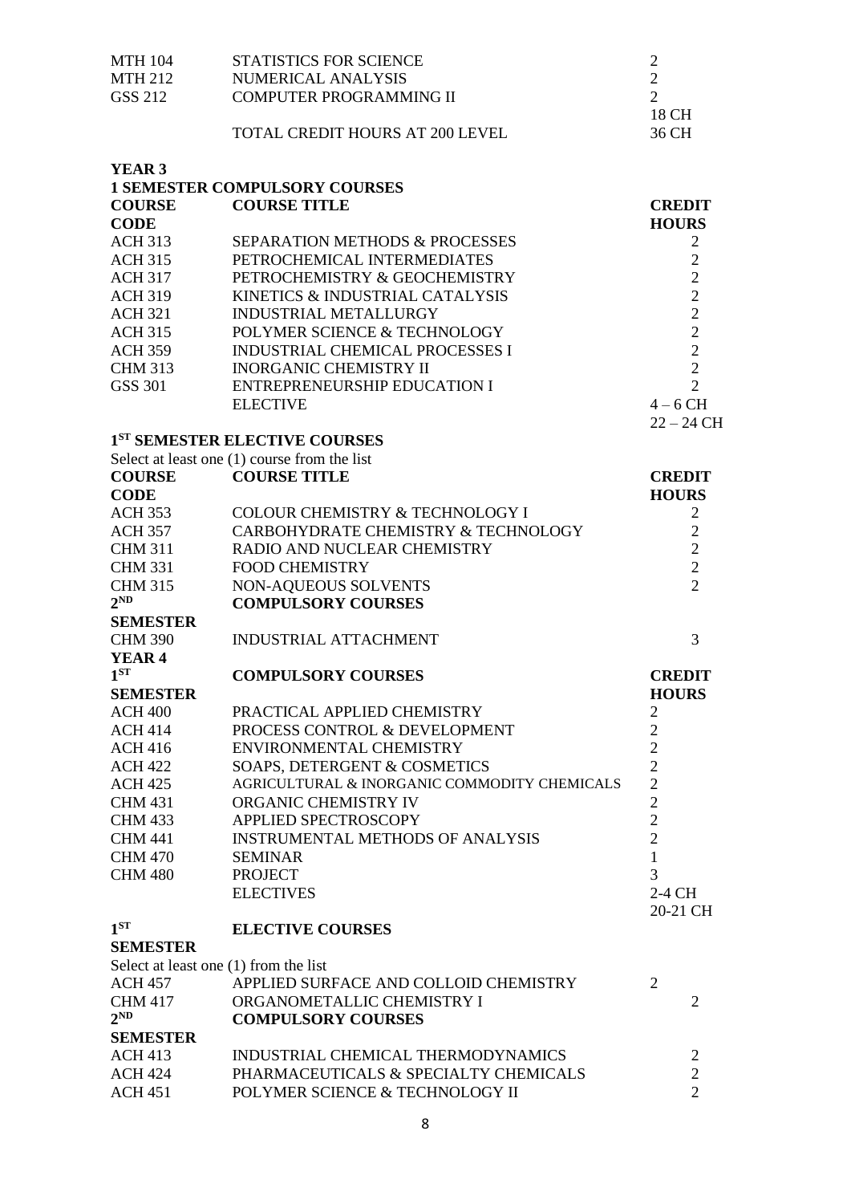| | | |
|---|---|---|
| MTH 104 | STATISTICS FOR SCIENCE | 2 |
| MTH 212 | NUMERICAL ANALYSIS | 2 |
| GSS 212 | COMPUTER PROGRAMMING II | 2 |
| | | 18 CH |
| | TOTAL CREDIT HOURS AT 200 LEVEL | 36 CH |

**YEAR 3**

**1 SEMESTER COMPULSORY COURSES**

| COURSE CODE | COURSE TITLE | CREDIT HOURS |
|---|---|---|
| ACH 313 | SEPARATION METHODS & PROCESSES | 2 |
| ACH 315 | PETROCHEMICAL INTERMEDIATES | 2 |
| ACH 317 | PETROCHEMISTRY & GEOCHEMISTRY | 2 |
| ACH 319 | KINETICS & INDUSTRIAL CATALYSIS | 2 |
| ACH 321 | INDUSTRIAL METALLURGY | 2 |
| ACH 315 | POLYMER SCIENCE & TECHNOLOGY | 2 |
| ACH 359 | INDUSTRIAL CHEMICAL PROCESSES I | 2 |
| CHM 313 | INORGANIC CHEMISTRY II | 2 |
| GSS 301 | ENTREPRENEURSHIP EDUCATION I | 2 |
| | ELECTIVE | 4 – 6 CH |
| | | 22 – 24 CH |

**1ST SEMESTER ELECTIVE COURSES**

Select at least one (1) course from the list

| COURSE CODE | COURSE TITLE | CREDIT HOURS |
|---|---|---|
| ACH 353 | COLOUR CHEMISTRY & TECHNOLOGY I | 2 |
| ACH 357 | CARBOHYDRATE CHEMISTRY & TECHNOLOGY | 2 |
| CHM 311 | RADIO AND NUCLEAR CHEMISTRY | 2 |
| CHM 331 | FOOD CHEMISTRY | 2 |
| CHM 315 | NON-AQUEOUS SOLVENTS | 2 |
| **2ND SEMESTER** | **COMPULSORY COURSES** | |
| CHM 390 | INDUSTRIAL ATTACHMENT | 3 |

**YEAR 4**

| 1ST SEMESTER | COMPULSORY COURSES | CREDIT HOURS |
|---|---|---|
| ACH 400 | PRACTICAL APPLIED CHEMISTRY | 2 |
| ACH 414 | PROCESS CONTROL & DEVELOPMENT | 2 |
| ACH 416 | ENVIRONMENTAL CHEMISTRY | 2 |
| ACH 422 | SOAPS, DETERGENT & COSMETICS | 2 |
| ACH 425 | AGRICULTURAL & INORGANIC COMMODITY CHEMICALS | 2 |
| CHM 431 | ORGANIC CHEMISTRY IV | 2 |
| CHM 433 | APPLIED SPECTROSCOPY | 2 |
| CHM 441 | INSTRUMENTAL METHODS OF ANALYSIS | 2 |
| CHM 470 | SEMINAR | 1 |
| CHM 480 | PROJECT | 3 |
| | ELECTIVES | 2-4 CH |
| | | 20-21 CH |

**1ST SEMESTER ELECTIVE COURSES**

Select at least one (1) from the list

| | | |
|---|---|---|
| ACH 457 | APPLIED SURFACE AND COLLOID CHEMISTRY | 2 |
| CHM 417 | ORGANOMETALLIC CHEMISTRY I | 2 |
| **2ND SEMESTER** | **COMPULSORY COURSES** | |
| ACH 413 | INDUSTRIAL CHEMICAL THERMODYNAMICS | 2 |
| ACH 424 | PHARMACEUTICALS & SPECIALTY CHEMICALS | 2 |
| ACH 451 | POLYMER SCIENCE & TECHNOLOGY II | 2 |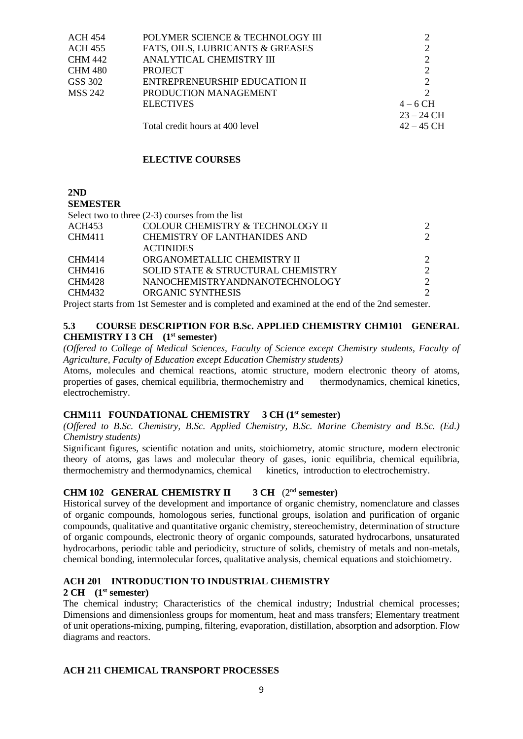| | | |
|---|---|---|
| ACH 454 | POLYMER SCIENCE & TECHNOLOGY III | 2 |
| ACH 455 | FATS, OILS, LUBRICANTS & GREASES | 2 |
| CHM 442 | ANALYTICAL CHEMISTRY III | 2 |
| CHM 480 | PROJECT | 2 |
| GSS 302 | ENTREPRENEURSHIP EDUCATION II | 2 |
| MSS 242 | PRODUCTION MANAGEMENT | 2 |
| | ELECTIVES | 4 – 6 CH |
| | | 23 – 24 CH |
| | Total credit hours at 400 level | 42 – 45 CH |

**ELECTIVE COURSES**

**2ND SEMESTER**

Select two to three (2-3) courses from the list

| | | |
|---|---|---|
| ACH453 | COLOUR CHEMISTRY & TECHNOLOGY II | 2 |
| CHM411 | CHEMISTRY OF LANTHANIDES AND ACTINIDES | 2 |
| CHM414 | ORGANOMETALLIC CHEMISTRY II | 2 |
| CHM416 | SOLID STATE & STRUCTURAL CHEMISTRY | 2 |
| CHM428 | NANOCHEMISTRYANDNANOTECHNOLOGY | 2 |
| CHM432 | ORGANIC SYNTHESIS | 2 |

Project starts from 1st Semester and is completed and examined at the end of the 2nd semester.

## 5.3 COURSE DESCRIPTION FOR B.Sc. APPLIED CHEMISTRY CHM101 GENERAL CHEMISTRY I 3 CH (1st semester)

*(Offered to College of Medical Sciences, Faculty of Science except Chemistry students, Faculty of Agriculture, Faculty of Education except Education Chemistry students)*

Atoms, molecules and chemical reactions, atomic structure, modern electronic theory of atoms, properties of gases, chemical equilibria, thermochemistry and thermodynamics, chemical kinetics, electrochemistry.

### CHM111 FOUNDATIONAL CHEMISTRY 3 CH (1st semester)

*(Offered to B.Sc. Chemistry, B.Sc. Applied Chemistry, B.Sc. Marine Chemistry and B.Sc. (Ed.) Chemistry students)*

Significant figures, scientific notation and units, stoichiometry, atomic structure, modern electronic theory of atoms, gas laws and molecular theory of gases, ionic equilibria, chemical equilibria, thermochemistry and thermodynamics, chemical kinetics, introduction to electrochemistry.

### CHM 102 GENERAL CHEMISTRY II 3 CH (2nd semester)

Historical survey of the development and importance of organic chemistry, nomenclature and classes of organic compounds, homologous series, functional groups, isolation and purification of organic compounds, qualitative and quantitative organic chemistry, stereochemistry, determination of structure of organic compounds, electronic theory of organic compounds, saturated hydrocarbons, unsaturated hydrocarbons, periodic table and periodicity, structure of solids, chemistry of metals and non-metals, chemical bonding, intermolecular forces, qualitative analysis, chemical equations and stoichiometry.

### ACH 201 INTRODUCTION TO INDUSTRIAL CHEMISTRY 2 CH (1st semester)

The chemical industry; Characteristics of the chemical industry; Industrial chemical processes; Dimensions and dimensionless groups for momentum, heat and mass transfers; Elementary treatment of unit operations-mixing, pumping, filtering, evaporation, distillation, absorption and adsorption. Flow diagrams and reactors.

### ACH 211 CHEMICAL TRANSPORT PROCESSES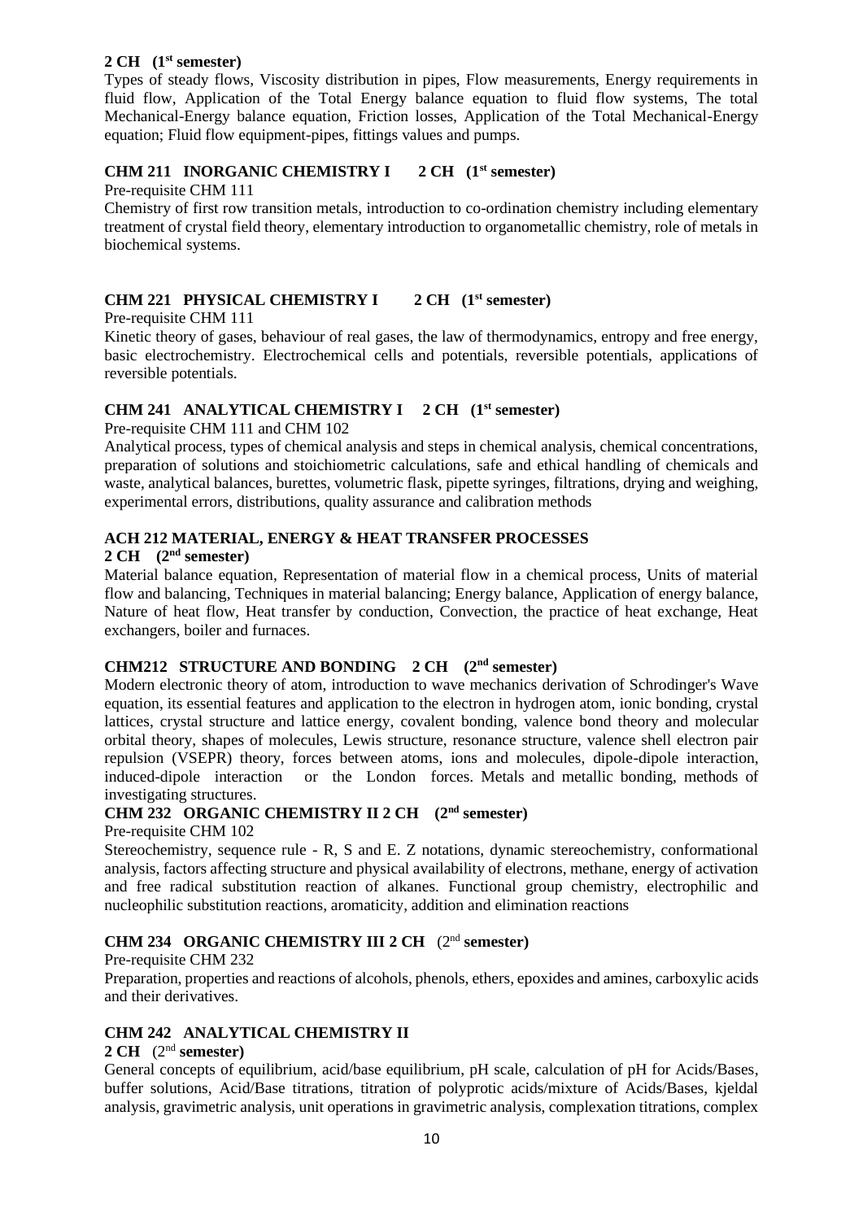**2 CH (1st semester)**

Types of steady flows, Viscosity distribution in pipes, Flow measurements, Energy requirements in fluid flow, Application of the Total Energy balance equation to fluid flow systems, The total Mechanical-Energy balance equation, Friction losses, Application of the Total Mechanical-Energy equation; Fluid flow equipment-pipes, fittings values and pumps.

### CHM 211 INORGANIC CHEMISTRY I 2 CH (1st semester)

Pre-requisite CHM 111

Chemistry of first row transition metals, introduction to co-ordination chemistry including elementary treatment of crystal field theory, elementary introduction to organometallic chemistry, role of metals in biochemical systems.

### CHM 221 PHYSICAL CHEMISTRY I 2 CH (1st semester)

Pre-requisite CHM 111

Kinetic theory of gases, behaviour of real gases, the law of thermodynamics, entropy and free energy, basic electrochemistry. Electrochemical cells and potentials, reversible potentials, applications of reversible potentials.

### CHM 241 ANALYTICAL CHEMISTRY I 2 CH (1st semester)

Pre-requisite CHM 111 and CHM 102

Analytical process, types of chemical analysis and steps in chemical analysis, chemical concentrations, preparation of solutions and stoichiometric calculations, safe and ethical handling of chemicals and waste, analytical balances, burettes, volumetric flask, pipette syringes, filtrations, drying and weighing, experimental errors, distributions, quality assurance and calibration methods

### ACH 212 MATERIAL, ENERGY & HEAT TRANSFER PROCESSES

**2 CH (2nd semester)**

Material balance equation, Representation of material flow in a chemical process, Units of material flow and balancing, Techniques in material balancing; Energy balance, Application of energy balance, Nature of heat flow, Heat transfer by conduction, Convection, the practice of heat exchange, Heat exchangers, boiler and furnaces.

### CHM212 STRUCTURE AND BONDING 2 CH (2nd semester)

Modern electronic theory of atom, introduction to wave mechanics derivation of Schrodinger's Wave equation, its essential features and application to the electron in hydrogen atom, ionic bonding, crystal lattices, crystal structure and lattice energy, covalent bonding, valence bond theory and molecular orbital theory, shapes of molecules, Lewis structure, resonance structure, valence shell electron pair repulsion (VSEPR) theory, forces between atoms, ions and molecules, dipole-dipole interaction, induced-dipole interaction or the London forces. Metals and metallic bonding, methods of investigating structures.

### CHM 232 ORGANIC CHEMISTRY II 2 CH (2nd semester)

Pre-requisite CHM 102

Stereochemistry, sequence rule - R, S and E. Z notations, dynamic stereochemistry, conformational analysis, factors affecting structure and physical availability of electrons, methane, energy of activation and free radical substitution reaction of alkanes. Functional group chemistry, electrophilic and nucleophilic substitution reactions, aromaticity, addition and elimination reactions

### CHM 234 ORGANIC CHEMISTRY III 2 CH (2nd semester)

Pre-requisite CHM 232

Preparation, properties and reactions of alcohols, phenols, ethers, epoxides and amines, carboxylic acids and their derivatives.

### CHM 242 ANALYTICAL CHEMISTRY II

**2 CH (2nd semester)**

General concepts of equilibrium, acid/base equilibrium, pH scale, calculation of pH for Acids/Bases, buffer solutions, Acid/Base titrations, titration of polyprotic acids/mixture of Acids/Bases, kjeldal analysis, gravimetric analysis, unit operations in gravimetric analysis, complexation titrations, complex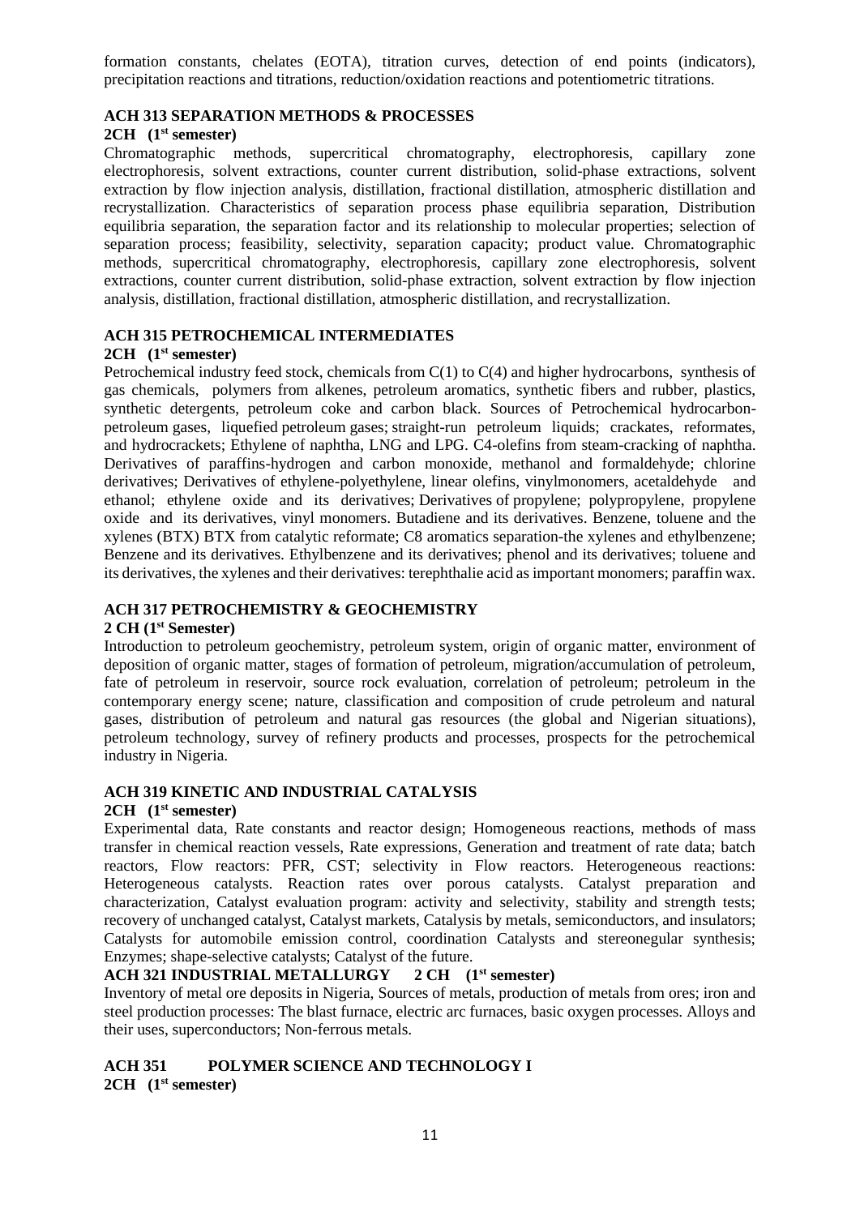formation constants, chelates (EOTA), titration curves, detection of end points (indicators), precipitation reactions and titrations, reduction/oxidation reactions and potentiometric titrations.

### ACH 313 SEPARATION METHODS & PROCESSES

**2CH (1st semester)**

Chromatographic methods, supercritical chromatography, electrophoresis, capillary zone electrophoresis, solvent extractions, counter current distribution, solid-phase extractions, solvent extraction by flow injection analysis, distillation, fractional distillation, atmospheric distillation and recrystallization. Characteristics of separation process phase equilibria separation, Distribution equilibria separation, the separation factor and its relationship to molecular properties; selection of separation process; feasibility, selectivity, separation capacity; product value. Chromatographic methods, supercritical chromatography, electrophoresis, capillary zone electrophoresis, solvent extractions, counter current distribution, solid-phase extraction, solvent extraction by flow injection analysis, distillation, fractional distillation, atmospheric distillation, and recrystallization.

### ACH 315 PETROCHEMICAL INTERMEDIATES

**2CH (1st semester)**

Petrochemical industry feed stock, chemicals from C(1) to C(4) and higher hydrocarbons, synthesis of gas chemicals, polymers from alkenes, petroleum aromatics, synthetic fibers and rubber, plastics, synthetic detergents, petroleum coke and carbon black. Sources of Petrochemical hydrocarbon-petroleum gases, liquefied petroleum gases; straight-run petroleum liquids; crackates, reformates, and hydrocrackets; Ethylene of naphtha, LNG and LPG. C4-olefins from steam-cracking of naphtha. Derivatives of paraffins-hydrogen and carbon monoxide, methanol and formaldehyde; chlorine derivatives; Derivatives of ethylene-polyethylene, linear olefins, vinylmonomers, acetaldehyde and ethanol; ethylene oxide and its derivatives; Derivatives of propylene; polypropylene, propylene oxide and its derivatives, vinyl monomers. Butadiene and its derivatives. Benzene, toluene and the xylenes (BTX) BTX from catalytic reformate; C8 aromatics separation-the xylenes and ethylbenzene; Benzene and its derivatives. Ethylbenzene and its derivatives; phenol and its derivatives; toluene and its derivatives, the xylenes and their derivatives: terephthalie acid as important monomers; paraffin wax.

### ACH 317 PETROCHEMISTRY & GEOCHEMISTRY

**2 CH (1st Semester)**

Introduction to petroleum geochemistry, petroleum system, origin of organic matter, environment of deposition of organic matter, stages of formation of petroleum, migration/accumulation of petroleum, fate of petroleum in reservoir, source rock evaluation, correlation of petroleum; petroleum in the contemporary energy scene; nature, classification and composition of crude petroleum and natural gases, distribution of petroleum and natural gas resources (the global and Nigerian situations), petroleum technology, survey of refinery products and processes, prospects for the petrochemical industry in Nigeria.

### ACH 319 KINETIC AND INDUSTRIAL CATALYSIS

**2CH (1st semester)**

Experimental data, Rate constants and reactor design; Homogeneous reactions, methods of mass transfer in chemical reaction vessels, Rate expressions, Generation and treatment of rate data; batch reactors, Flow reactors: PFR, CST; selectivity in Flow reactors. Heterogeneous reactions: Heterogeneous catalysts. Reaction rates over porous catalysts. Catalyst preparation and characterization, Catalyst evaluation program: activity and selectivity, stability and strength tests; recovery of unchanged catalyst, Catalyst markets, Catalysis by metals, semiconductors, and insulators; Catalysts for automobile emission control, coordination Catalysts and stereonegular synthesis; Enzymes; shape-selective catalysts; Catalyst of the future.

### ACH 321 INDUSTRIAL METALLURGY 2 CH (1st semester)

Inventory of metal ore deposits in Nigeria, Sources of metals, production of metals from ores; iron and steel production processes: The blast furnace, electric arc furnaces, basic oxygen processes. Alloys and their uses, superconductors; Non-ferrous metals.

### ACH 351 POLYMER SCIENCE AND TECHNOLOGY I

**2CH (1st semester)**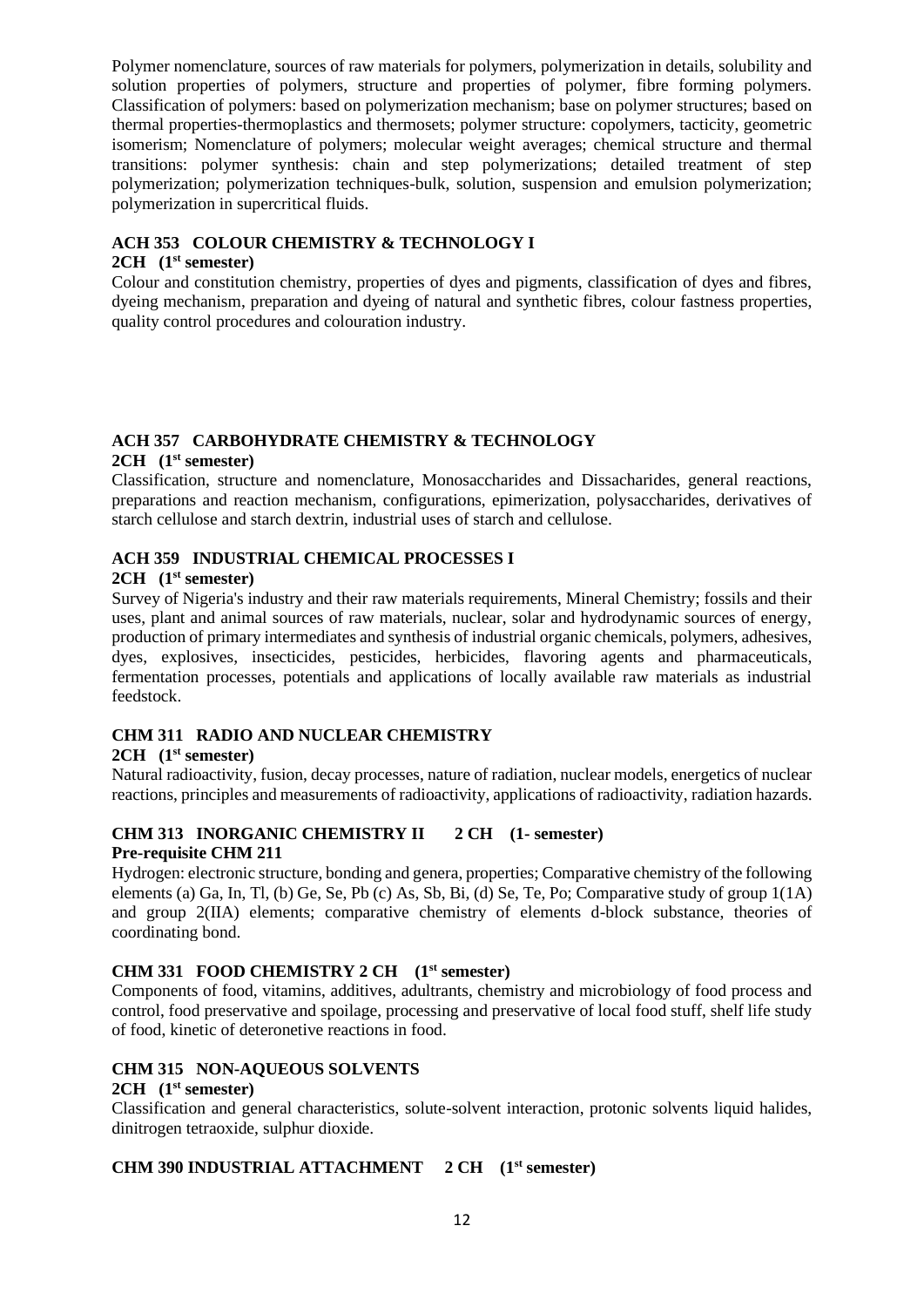Polymer nomenclature, sources of raw materials for polymers, polymerization in details, solubility and solution properties of polymers, structure and properties of polymer, fibre forming polymers. Classification of polymers: based on polymerization mechanism; base on polymer structures; based on thermal properties-thermoplastics and thermosets; polymer structure: copolymers, tacticity, geometric isomerism; Nomenclature of polymers; molecular weight averages; chemical structure and thermal transitions: polymer synthesis: chain and step polymerizations; detailed treatment of step polymerization; polymerization techniques-bulk, solution, suspension and emulsion polymerization; polymerization in supercritical fluids.

**ACH 353 COLOUR CHEMISTRY & TECHNOLOGY I**

**2CH (1st semester)**

Colour and constitution chemistry, properties of dyes and pigments, classification of dyes and fibres, dyeing mechanism, preparation and dyeing of natural and synthetic fibres, colour fastness properties, quality control procedures and colouration industry.

**ACH 357 CARBOHYDRATE CHEMISTRY & TECHNOLOGY**

**2CH (1st semester)**

Classification, structure and nomenclature, Monosaccharides and Dissacharides, general reactions, preparations and reaction mechanism, configurations, epimerization, polysaccharides, derivatives of starch cellulose and starch dextrin, industrial uses of starch and cellulose.

**ACH 359 INDUSTRIAL CHEMICAL PROCESSES I**

**2CH (1st semester)**

Survey of Nigeria's industry and their raw materials requirements, Mineral Chemistry; fossils and their uses, plant and animal sources of raw materials, nuclear, solar and hydrodynamic sources of energy, production of primary intermediates and synthesis of industrial organic chemicals, polymers, adhesives, dyes, explosives, insecticides, pesticides, herbicides, flavoring agents and pharmaceuticals, fermentation processes, potentials and applications of locally available raw materials as industrial feedstock.

**CHM 311 RADIO AND NUCLEAR CHEMISTRY**

**2CH (1st semester)**

Natural radioactivity, fusion, decay processes, nature of radiation, nuclear models, energetics of nuclear reactions, principles and measurements of radioactivity, applications of radioactivity, radiation hazards.

**CHM 313 INORGANIC CHEMISTRY II 2 CH (1- semester)**
**Pre-requisite CHM 211**

Hydrogen: electronic structure, bonding and genera, properties; Comparative chemistry of the following elements (a) Ga, In, Tl, (b) Ge, Se, Pb (c) As, Sb, Bi, (d) Se, Te, Po; Comparative study of group 1(1A) and group 2(IIA) elements; comparative chemistry of elements d-block substance, theories of coordinating bond.

**CHM 331 FOOD CHEMISTRY 2 CH (1st semester)**

Components of food, vitamins, additives, adultrants, chemistry and microbiology of food process and control, food preservative and spoilage, processing and preservative of local food stuff, shelf life study of food, kinetic of deteronetive reactions in food.

**CHM 315 NON-AQUEOUS SOLVENTS**

**2CH (1st semester)**

Classification and general characteristics, solute-solvent interaction, protonic solvents liquid halides, dinitrogen tetraoxide, sulphur dioxide.

**CHM 390 INDUSTRIAL ATTACHMENT 2 CH (1st semester)**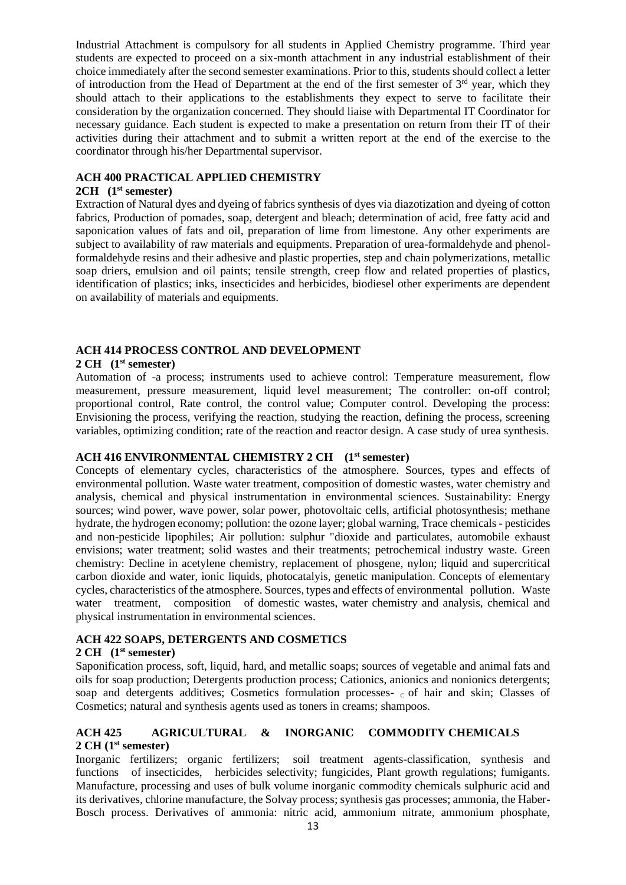Industrial Attachment is compulsory for all students in Applied Chemistry programme. Third year students are expected to proceed on a six-month attachment in any industrial establishment of their choice immediately after the second semester examinations. Prior to this, students should collect a letter of introduction from the Head of Department at the end of the first semester of 3rd year, which they should attach to their applications to the establishments they expect to serve to facilitate their consideration by the organization concerned. They should liaise with Departmental IT Coordinator for necessary guidance. Each student is expected to make a presentation on return from their IT of their activities during their attachment and to submit a written report at the end of the exercise to the coordinator through his/her Departmental supervisor.

**ACH 400 PRACTICAL APPLIED CHEMISTRY**
**2CH (1st semester)**

Extraction of Natural dyes and dyeing of fabrics synthesis of dyes via diazotization and dyeing of cotton fabrics, Production of pomades, soap, detergent and bleach; determination of acid, free fatty acid and saponication values of fats and oil, preparation of lime from limestone. Any other experiments are subject to availability of raw materials and equipments. Preparation of urea-formaldehyde and phenol-formaldehyde resins and their adhesive and plastic properties, step and chain polymerizations, metallic soap driers, emulsion and oil paints; tensile strength, creep flow and related properties of plastics, identification of plastics; inks, insecticides and herbicides, biodiesel other experiments are dependent on availability of materials and equipments.

**ACH 414 PROCESS CONTROL AND DEVELOPMENT**
**2 CH (1st semester)**

Automation of -a process; instruments used to achieve control: Temperature measurement, flow measurement, pressure measurement, liquid level measurement; The controller: on-off control; proportional control, Rate control, the control value; Computer control. Developing the process: Envisioning the process, verifying the reaction, studying the reaction, defining the process, screening variables, optimizing condition; rate of the reaction and reactor design. A case study of urea synthesis.

**ACH 416 ENVIRONMENTAL CHEMISTRY 2 CH (1st semester)**

Concepts of elementary cycles, characteristics of the atmosphere. Sources, types and effects of environmental pollution. Waste water treatment, composition of domestic wastes, water chemistry and analysis, chemical and physical instrumentation in environmental sciences. Sustainability: Energy sources; wind power, wave power, solar power, photovoltaic cells, artificial photosynthesis; methane hydrate, the hydrogen economy; pollution: the ozone layer; global warning, Trace chemicals - pesticides and non-pesticide lipophiles; Air pollution: sulphur "dioxide and particulates, automobile exhaust envisions; water treatment; solid wastes and their treatments; petrochemical industry waste. Green chemistry: Decline in acetylene chemistry, replacement of phosgene, nylon; liquid and supercritical carbon dioxide and water, ionic liquids, photocatalyis, genetic manipulation. Concepts of elementary cycles, characteristics of the atmosphere. Sources, types and effects of environmental pollution. Waste water treatment, composition of domestic wastes, water chemistry and analysis, chemical and physical instrumentation in environmental sciences.

**ACH 422 SOAPS, DETERGENTS AND COSMETICS**
**2 CH (1st semester)**

Saponification process, soft, liquid, hard, and metallic soaps; sources of vegetable and animal fats and oils for soap production; Detergents production process; Cationics, anionics and nonionics detergents; soap and detergents additives; Cosmetics formulation processes- C of hair and skin; Classes of Cosmetics; natural and synthesis agents used as toners in creams; shampoos.

**ACH 425 AGRICULTURAL & INORGANIC COMMODITY CHEMICALS**
**2 CH (1st semester)**

Inorganic fertilizers; organic fertilizers; soil treatment agents-classification, synthesis and functions of insecticides, herbicides selectivity; fungicides, Plant growth regulations; fumigants. Manufacture, processing and uses of bulk volume inorganic commodity chemicals sulphuric acid and its derivatives, chlorine manufacture, the Solvay process; synthesis gas processes; ammonia, the Haber-Bosch process. Derivatives of ammonia: nitric acid, ammonium nitrate, ammonium phosphate,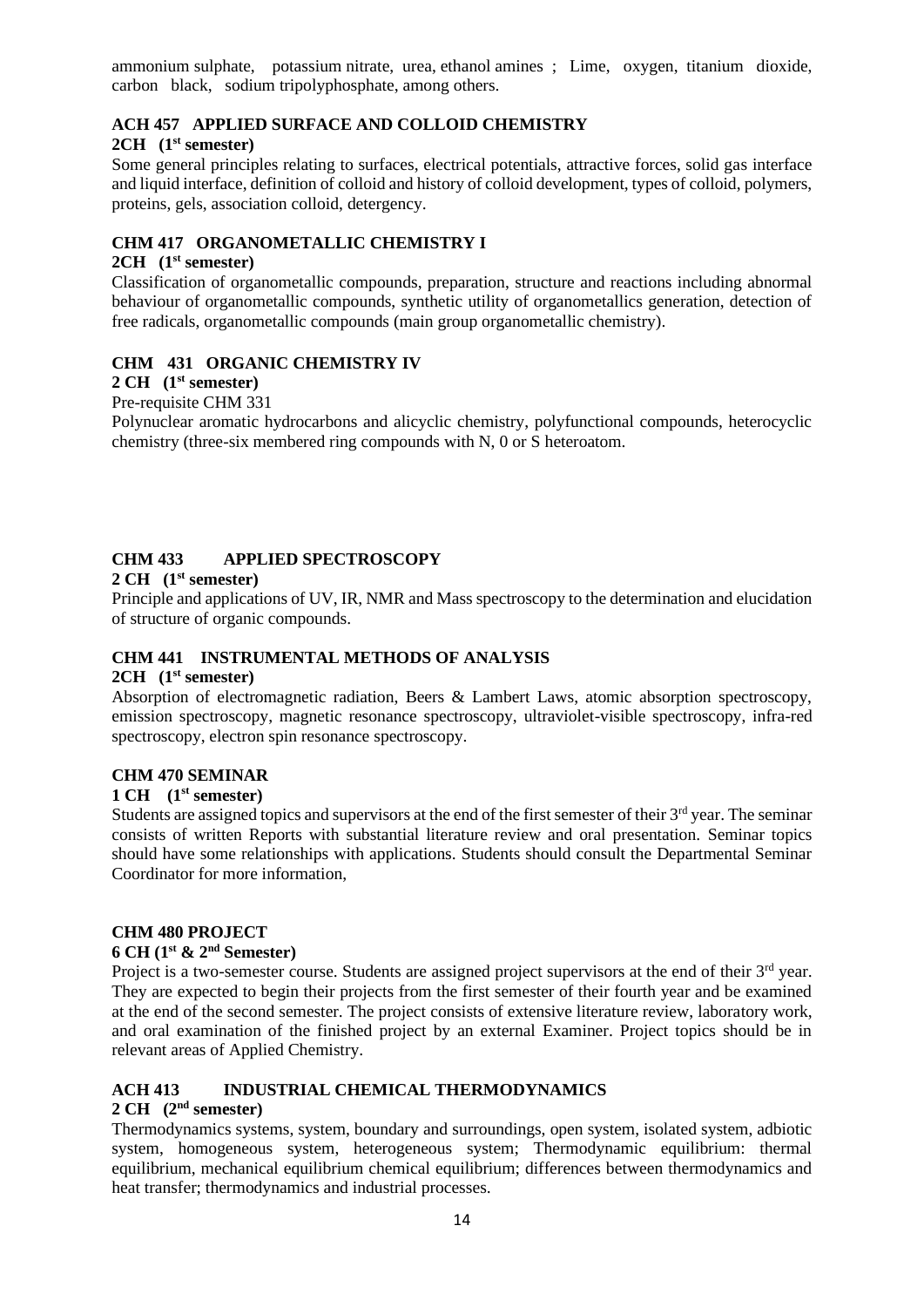ammonium sulphate, potassium nitrate, urea, ethanol amines ; Lime, oxygen, titanium dioxide, carbon black, sodium tripolyphosphate, among others.

### ACH 457 APPLIED SURFACE AND COLLOID CHEMISTRY

**2CH (1st semester)**

Some general principles relating to surfaces, electrical potentials, attractive forces, solid gas interface and liquid interface, definition of colloid and history of colloid development, types of colloid, polymers, proteins, gels, association colloid, detergency.

### CHM 417 ORGANOMETALLIC CHEMISTRY I

**2CH (1st semester)**

Classification of organometallic compounds, preparation, structure and reactions including abnormal behaviour of organometallic compounds, synthetic utility of organometallics generation, detection of free radicals, organometallic compounds (main group organometallic chemistry).

### CHM 431 ORGANIC CHEMISTRY IV

**2 CH (1st semester)**

Pre-requisite CHM 331

Polynuclear aromatic hydrocarbons and alicyclic chemistry, polyfunctional compounds, heterocyclic chemistry (three-six membered ring compounds with N, 0 or S heteroatom.

### CHM 433 APPLIED SPECTROSCOPY

**2 CH (1st semester)**

Principle and applications of UV, IR, NMR and Mass spectroscopy to the determination and elucidation of structure of organic compounds.

### CHM 441 INSTRUMENTAL METHODS OF ANALYSIS

**2CH (1st semester)**

Absorption of electromagnetic radiation, Beers & Lambert Laws, atomic absorption spectroscopy, emission spectroscopy, magnetic resonance spectroscopy, ultraviolet-visible spectroscopy, infra-red spectroscopy, electron spin resonance spectroscopy.

### CHM 470 SEMINAR

**1 CH (1st semester)**

Students are assigned topics and supervisors at the end of the first semester of their 3rd year. The seminar consists of written Reports with substantial literature review and oral presentation. Seminar topics should have some relationships with applications. Students should consult the Departmental Seminar Coordinator for more information,

### CHM 480 PROJECT

**6 CH (1st & 2nd Semester)**

Project is a two-semester course. Students are assigned project supervisors at the end of their 3rd year. They are expected to begin their projects from the first semester of their fourth year and be examined at the end of the second semester. The project consists of extensive literature review, laboratory work, and oral examination of the finished project by an external Examiner. Project topics should be in relevant areas of Applied Chemistry.

### ACH 413 INDUSTRIAL CHEMICAL THERMODYNAMICS

**2 CH (2nd semester)**

Thermodynamics systems, system, boundary and surroundings, open system, isolated system, adbiotic system, homogeneous system, heterogeneous system; Thermodynamic equilibrium: thermal equilibrium, mechanical equilibrium chemical equilibrium; differences between thermodynamics and heat transfer; thermodynamics and industrial processes.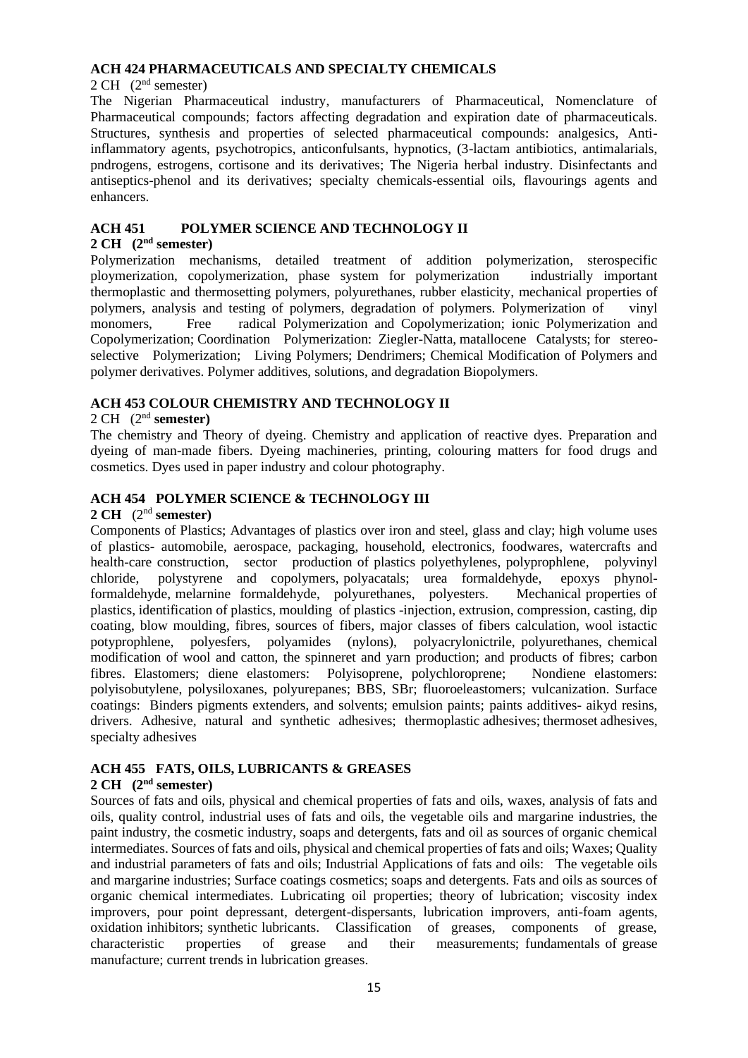### ACH 424 PHARMACEUTICALS AND SPECIALTY CHEMICALS

2 CH (2nd semester)

The Nigerian Pharmaceutical industry, manufacturers of Pharmaceutical, Nomenclature of Pharmaceutical compounds; factors affecting degradation and expiration date of pharmaceuticals. Structures, synthesis and properties of selected pharmaceutical compounds: analgesics, Anti-inflammatory agents, psychotropics, anticonfulsants, hypnotics, (3-lactam antibiotics, antimalarials, pndrogens, estrogens, cortisone and its derivatives; The Nigeria herbal industry. Disinfectants and antiseptics-phenol and its derivatives; specialty chemicals-essential oils, flavourings agents and enhancers.

### ACH 451 POLYMER SCIENCE AND TECHNOLOGY II

**2 CH (2nd semester)**

Polymerization mechanisms, detailed treatment of addition polymerization, sterospecific ploymerization, copolymerization, phase system for polymerization industrially important thermoplastic and thermosetting polymers, polyurethanes, rubber elasticity, mechanical properties of polymers, analysis and testing of polymers, degradation of polymers. Polymerization of vinyl monomers, Free radical Polymerization and Copolymerization; ionic Polymerization and Copolymerization; Coordination Polymerization: Ziegler-Natta, matallocene Catalysts; for stereo-selective Polymerization; Living Polymers; Dendrimers; Chemical Modification of Polymers and polymer derivatives. Polymer additives, solutions, and degradation Biopolymers.

### ACH 453 COLOUR CHEMISTRY AND TECHNOLOGY II

2 CH (2nd **semester)**

The chemistry and Theory of dyeing. Chemistry and application of reactive dyes. Preparation and dyeing of man-made fibers. Dyeing machineries, printing, colouring matters for food drugs and cosmetics. Dyes used in paper industry and colour photography.

### ACH 454 POLYMER SCIENCE & TECHNOLOGY III

**2 CH** (2nd **semester)**

Components of Plastics; Advantages of plastics over iron and steel, glass and clay; high volume uses of plastics- automobile, aerospace, packaging, household, electronics, foodwares, watercrafts and health-care construction, sector production of plastics polyethylenes, polyprophlene, polyvinyl chloride, polystyrene and copolymers, polyacatals; urea formaldehyde, epoxys phynol-formaldehyde, melarnine formaldehyde, polyurethanes, polyesters. Mechanical properties of plastics, identification of plastics, moulding of plastics -injection, extrusion, compression, casting, dip coating, blow moulding, fibres, sources of fibers, major classes of fibers calculation, wool istactic potyprophlene, polyesfers, polyamides (nylons), polyacrylonictrile, polyurethanes, chemical modification of wool and catton, the spinneret and yarn production; and products of fibres; carbon fibres. Elastomers; diene elastomers: Polyisoprene, polychloroprene; Nondiene elastomers: polyisobutylene, polysiloxanes, polyurepanes; BBS, SBr; fluoroeleastomers; vulcanization. Surface coatings: Binders pigments extenders, and solvents; emulsion paints; paints additives- aikyd resins, drivers. Adhesive, natural and synthetic adhesives; thermoplastic adhesives; thermoset adhesives, specialty adhesives

### ACH 455 FATS, OILS, LUBRICANTS & GREASES

**2 CH (2nd semester)**

Sources of fats and oils, physical and chemical properties of fats and oils, waxes, analysis of fats and oils, quality control, industrial uses of fats and oils, the vegetable oils and margarine industries, the paint industry, the cosmetic industry, soaps and detergents, fats and oil as sources of organic chemical intermediates. Sources of fats and oils, physical and chemical properties of fats and oils; Waxes; Quality and industrial parameters of fats and oils; Industrial Applications of fats and oils: The vegetable oils and margarine industries; Surface coatings cosmetics; soaps and detergents. Fats and oils as sources of organic chemical intermediates. Lubricating oil properties; theory of lubrication; viscosity index improvers, pour point depressant, detergent-dispersants, lubrication improvers, anti-foam agents, oxidation inhibitors; synthetic lubricants. Classification of greases, components of grease, characteristic properties of grease and their measurements; fundamentals of grease manufacture; current trends in lubrication greases.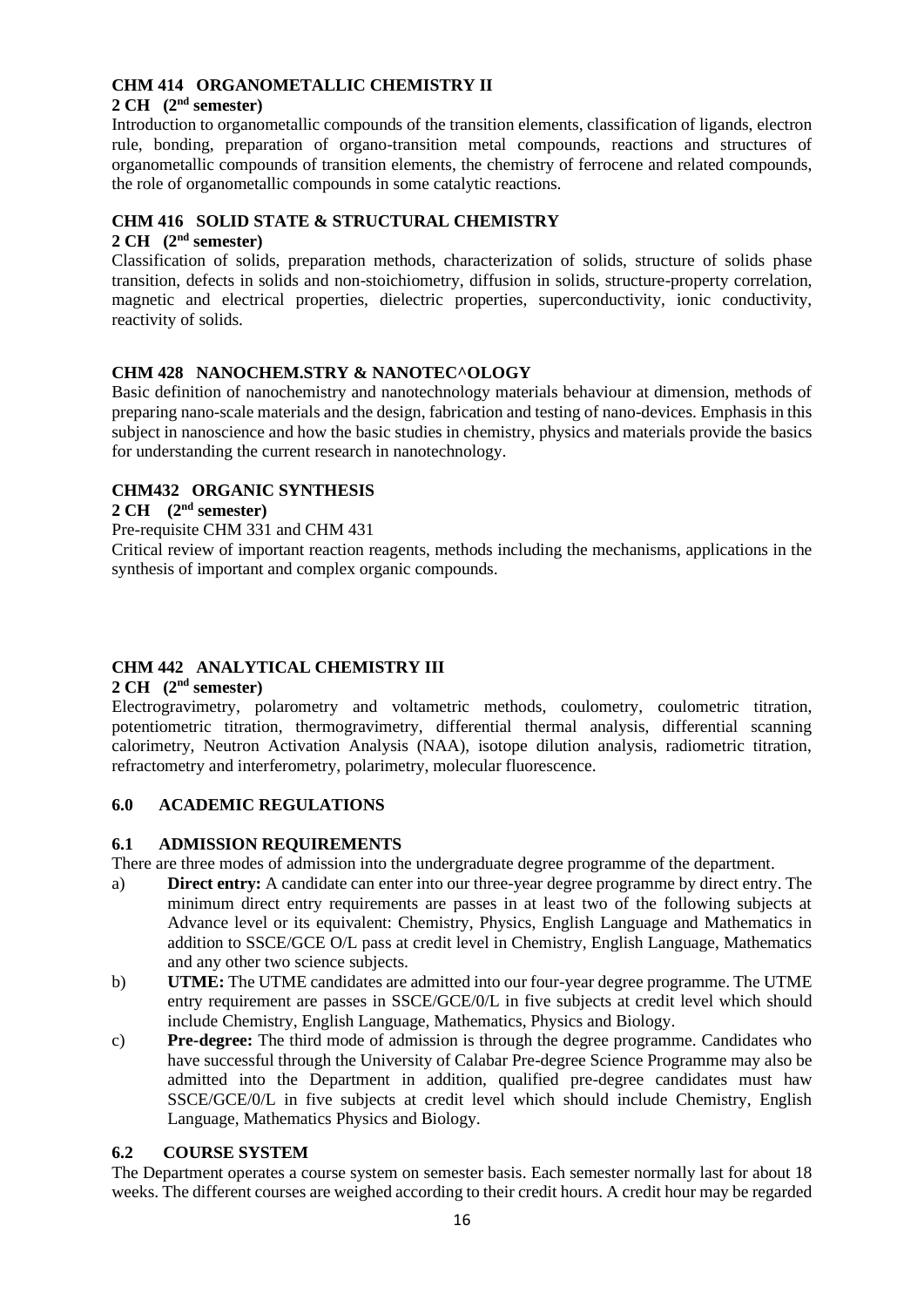### CHM 414 ORGANOMETALLIC CHEMISTRY II

**2 CH (2nd semester)**

Introduction to organometallic compounds of the transition elements, classification of ligands, electron rule, bonding, preparation of organo-transition metal compounds, reactions and structures of organometallic compounds of transition elements, the chemistry of ferrocene and related compounds, the role of organometallic compounds in some catalytic reactions.

### CHM 416 SOLID STATE & STRUCTURAL CHEMISTRY

**2 CH (2nd semester)**

Classification of solids, preparation methods, characterization of solids, structure of solids phase transition, defects in solids and non-stoichiometry, diffusion in solids, structure-property correlation, magnetic and electrical properties, dielectric properties, superconductivity, ionic conductivity, reactivity of solids.

### CHM 428 NANOCHEM.STRY & NANOTEC^OLOGY

Basic definition of nanochemistry and nanotechnology materials behaviour at dimension, methods of preparing nano-scale materials and the design, fabrication and testing of nano-devices. Emphasis in this subject in nanoscience and how the basic studies in chemistry, physics and materials provide the basics for understanding the current research in nanotechnology.

### CHM432 ORGANIC SYNTHESIS

**2 CH (2nd semester)**

Pre-requisite CHM 331 and CHM 431

Critical review of important reaction reagents, methods including the mechanisms, applications in the synthesis of important and complex organic compounds.

### CHM 442 ANALYTICAL CHEMISTRY III

**2 CH (2nd semester)**

Electrogravimetry, polarometry and voltametric methods, coulometry, coulometric titration, potentiometric titration, thermogravimetry, differential thermal analysis, differential scanning calorimetry, Neutron Activation Analysis (NAA), isotope dilution analysis, radiometric titration, refractometry and interferometry, polarimetry, molecular fluorescence.

## 6.0 ACADEMIC REGULATIONS

### 6.1 ADMISSION REQUIREMENTS

There are three modes of admission into the undergraduate degree programme of the department.

a) **Direct entry:** A candidate can enter into our three-year degree programme by direct entry. The minimum direct entry requirements are passes in at least two of the following subjects at Advance level or its equivalent: Chemistry, Physics, English Language and Mathematics in addition to SSCE/GCE O/L pass at credit level in Chemistry, English Language, Mathematics and any other two science subjects.

b) **UTME:** The UTME candidates are admitted into our four-year degree programme. The UTME entry requirement are passes in SSCE/GCE/0/L in five subjects at credit level which should include Chemistry, English Language, Mathematics, Physics and Biology.

c) **Pre-degree:** The third mode of admission is through the degree programme. Candidates who have successful through the University of Calabar Pre-degree Science Programme may also be admitted into the Department in addition, qualified pre-degree candidates must haw SSCE/GCE/0/L in five subjects at credit level which should include Chemistry, English Language, Mathematics Physics and Biology.

### 6.2 COURSE SYSTEM

The Department operates a course system on semester basis. Each semester normally last for about 18 weeks. The different courses are weighed according to their credit hours. A credit hour may be regarded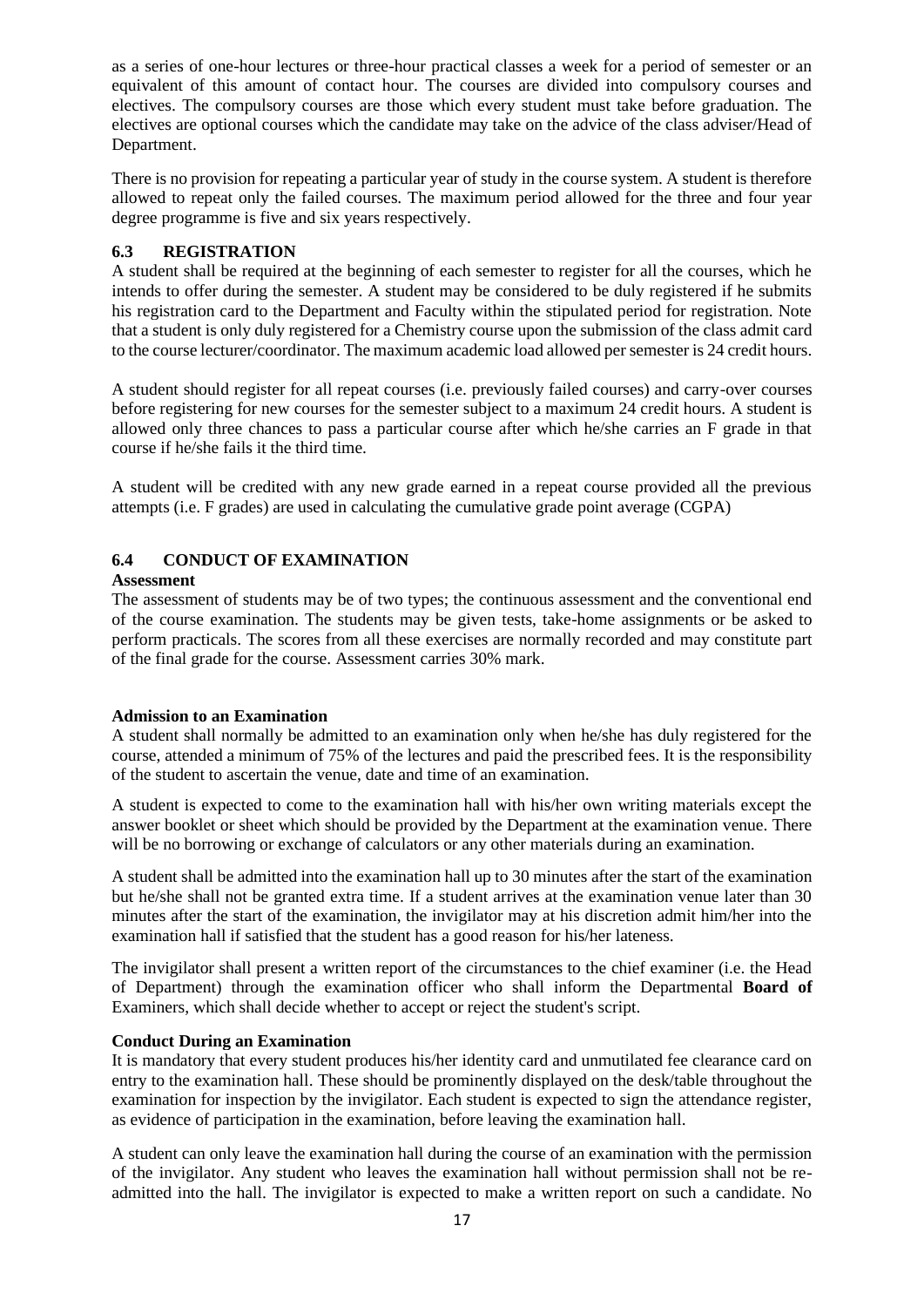as a series of one-hour lectures or three-hour practical classes a week for a period of semester or an equivalent of this amount of contact hour. The courses are divided into compulsory courses and electives. The compulsory courses are those which every student must take before graduation. The electives are optional courses which the candidate may take on the advice of the class adviser/Head of Department.

There is no provision for repeating a particular year of study in the course system. A student is therefore allowed to repeat only the failed courses. The maximum period allowed for the three and four year degree programme is five and six years respectively.

### 6.3 REGISTRATION

A student shall be required at the beginning of each semester to register for all the courses, which he intends to offer during the semester. A student may be considered to be duly registered if he submits his registration card to the Department and Faculty within the stipulated period for registration. Note that a student is only duly registered for a Chemistry course upon the submission of the class admit card to the course lecturer/coordinator. The maximum academic load allowed per semester is 24 credit hours.

A student should register for all repeat courses (i.e. previously failed courses) and carry-over courses before registering for new courses for the semester subject to a maximum 24 credit hours. A student is allowed only three chances to pass a particular course after which he/she carries an F grade in that course if he/she fails it the third time.

A student will be credited with any new grade earned in a repeat course provided all the previous attempts (i.e. F grades) are used in calculating the cumulative grade point average (CGPA)

### 6.4 CONDUCT OF EXAMINATION

**Assessment**

The assessment of students may be of two types; the continuous assessment and the conventional end of the course examination. The students may be given tests, take-home assignments or be asked to perform practicals. The scores from all these exercises are normally recorded and may constitute part of the final grade for the course. Assessment carries 30% mark.

**Admission to an Examination**

A student shall normally be admitted to an examination only when he/she has duly registered for the course, attended a minimum of 75% of the lectures and paid the prescribed fees. It is the responsibility of the student to ascertain the venue, date and time of an examination.

A student is expected to come to the examination hall with his/her own writing materials except the answer booklet or sheet which should be provided by the Department at the examination venue. There will be no borrowing or exchange of calculators or any other materials during an examination.

A student shall be admitted into the examination hall up to 30 minutes after the start of the examination but he/she shall not be granted extra time. If a student arrives at the examination venue later than 30 minutes after the start of the examination, the invigilator may at his discretion admit him/her into the examination hall if satisfied that the student has a good reason for his/her lateness.

The invigilator shall present a written report of the circumstances to the chief examiner (i.e. the Head of Department) through the examination officer who shall inform the Departmental **Board of** Examiners, which shall decide whether to accept or reject the student's script.

**Conduct During an Examination**

It is mandatory that every student produces his/her identity card and unmutilated fee clearance card on entry to the examination hall. These should be prominently displayed on the desk/table throughout the examination for inspection by the invigilator. Each student is expected to sign the attendance register, as evidence of participation in the examination, before leaving the examination hall.

A student can only leave the examination hall during the course of an examination with the permission of the invigilator. Any student who leaves the examination hall without permission shall not be re-admitted into the hall. The invigilator is expected to make a written report on such a candidate. No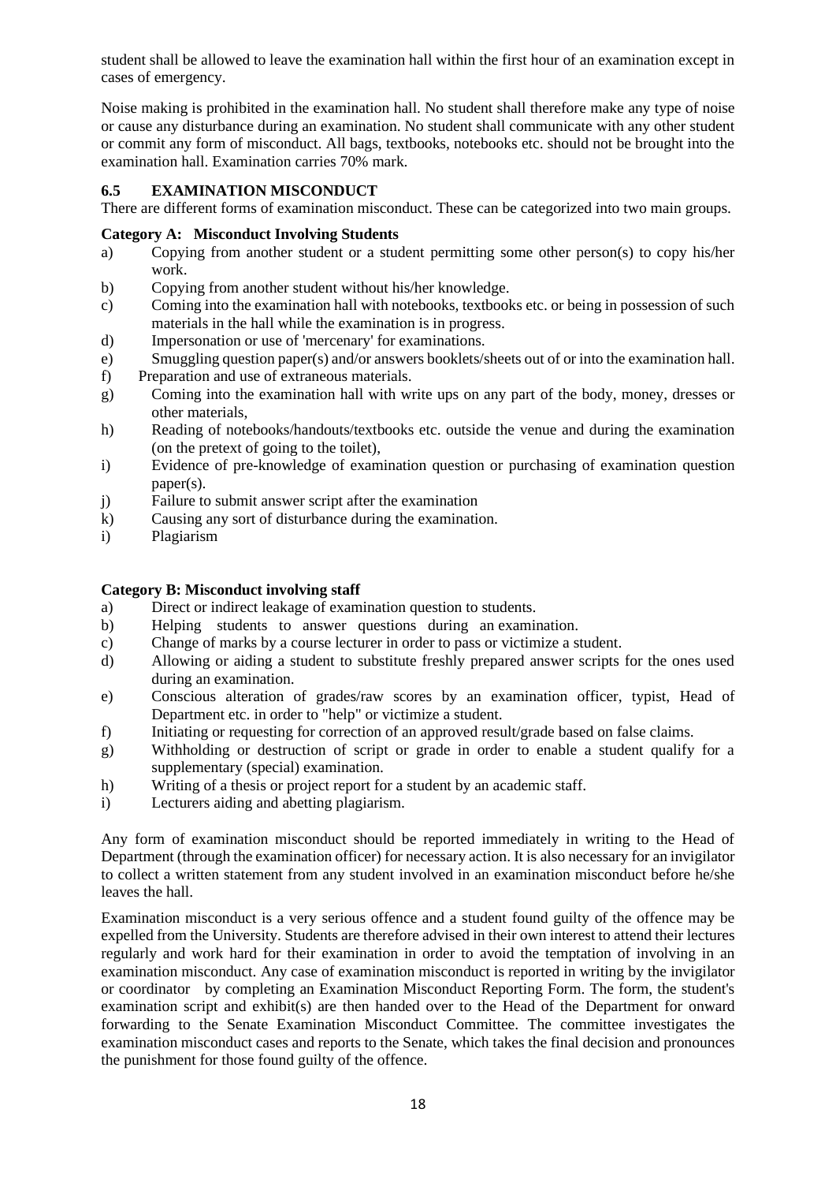student shall be allowed to leave the examination hall within the first hour of an examination except in cases of emergency.

Noise making is prohibited in the examination hall. No student shall therefore make any type of noise or cause any disturbance during an examination. No student shall communicate with any other student or commit any form of misconduct. All bags, textbooks, notebooks etc. should not be brought into the examination hall. Examination carries 70% mark.

### 6.5 EXAMINATION MISCONDUCT

There are different forms of examination misconduct. These can be categorized into two main groups.

**Category A: Misconduct Involving Students**

a) Copying from another student or a student permitting some other person(s) to copy his/her work.
b) Copying from another student without his/her knowledge.
c) Coming into the examination hall with notebooks, textbooks etc. or being in possession of such materials in the hall while the examination is in progress.
d) Impersonation or use of 'mercenary' for examinations.
e) Smuggling question paper(s) and/or answers booklets/sheets out of or into the examination hall.
f) Preparation and use of extraneous materials.
g) Coming into the examination hall with write ups on any part of the body, money, dresses or other materials,
h) Reading of notebooks/handouts/textbooks etc. outside the venue and during the examination (on the pretext of going to the toilet),
i) Evidence of pre-knowledge of examination question or purchasing of examination question paper(s).
j) Failure to submit answer script after the examination
k) Causing any sort of disturbance during the examination.
i) Plagiarism

**Category B: Misconduct involving staff**

a) Direct or indirect leakage of examination question to students.
b) Helping students to answer questions during an examination.
c) Change of marks by a course lecturer in order to pass or victimize a student.
d) Allowing or aiding a student to substitute freshly prepared answer scripts for the ones used during an examination.
e) Conscious alteration of grades/raw scores by an examination officer, typist, Head of Department etc. in order to "help" or victimize a student.
f) Initiating or requesting for correction of an approved result/grade based on false claims.
g) Withholding or destruction of script or grade in order to enable a student qualify for a supplementary (special) examination.
h) Writing of a thesis or project report for a student by an academic staff.
i) Lecturers aiding and abetting plagiarism.

Any form of examination misconduct should be reported immediately in writing to the Head of Department (through the examination officer) for necessary action. It is also necessary for an invigilator to collect a written statement from any student involved in an examination misconduct before he/she leaves the hall.

Examination misconduct is a very serious offence and a student found guilty of the offence may be expelled from the University. Students are therefore advised in their own interest to attend their lectures regularly and work hard for their examination in order to avoid the temptation of involving in an examination misconduct. Any case of examination misconduct is reported in writing by the invigilator or coordinator by completing an Examination Misconduct Reporting Form. The form, the student's examination script and exhibit(s) are then handed over to the Head of the Department for onward forwarding to the Senate Examination Misconduct Committee. The committee investigates the examination misconduct cases and reports to the Senate, which takes the final decision and pronounces the punishment for those found guilty of the offence.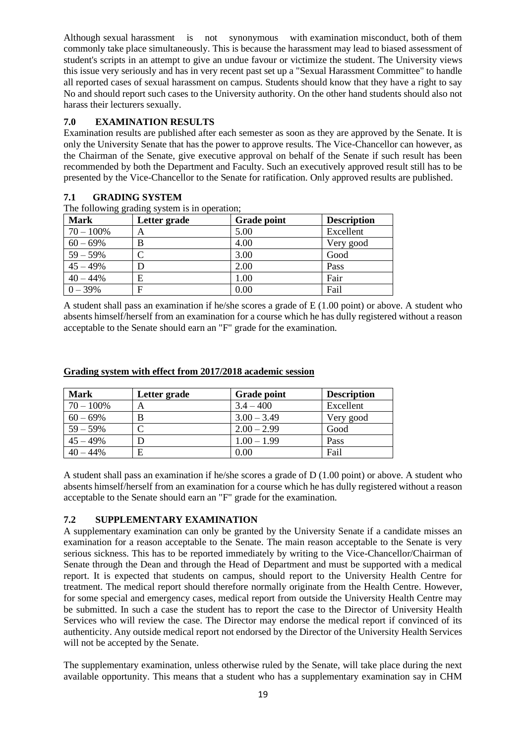Although sexual harassment is not synonymous with examination misconduct, both of them commonly take place simultaneously. This is because the harassment may lead to biased assessment of student's scripts in an attempt to give an undue favour or victimize the student. The University views this issue very seriously and has in very recent past set up a "Sexual Harassment Committee" to handle all reported cases of sexual harassment on campus. Students should know that they have a right to say No and should report such cases to the University authority. On the other hand students should also not harass their lecturers sexually.

## 7.0 EXAMINATION RESULTS

Examination results are published after each semester as soon as they are approved by the Senate. It is only the University Senate that has the power to approve results. The Vice-Chancellor can however, as the Chairman of the Senate, give executive approval on behalf of the Senate if such result has been recommended by both the Department and Faculty. Such an executively approved result still has to be presented by the Vice-Chancellor to the Senate for ratification. Only approved results are published.

### 7.1 GRADING SYSTEM

The following grading system is in operation;

| Mark | Letter grade | Grade point | Description |
|---|---|---|---|
| 70 – 100% | A | 5.00 | Excellent |
| 60 – 69% | B | 4.00 | Very good |
| 59 – 59% | C | 3.00 | Good |
| 45 – 49% | D | 2.00 | Pass |
| 40 – 44% | E | 1.00 | Fair |
| 0 – 39% | F | 0.00 | Fail |

A student shall pass an examination if he/she scores a grade of E (1.00 point) or above. A student who absents himself/herself from an examination for a course which he has dully registered without a reason acceptable to the Senate should earn an "F" grade for the examination.

**Grading system with effect from 2017/2018 academic session**

| Mark | Letter grade | Grade point | Description |
|---|---|---|---|
| 70 – 100% | A | 3.4 – 400 | Excellent |
| 60 – 69% | B | 3.00 – 3.49 | Very good |
| 59 – 59% | C | 2.00 – 2.99 | Good |
| 45 – 49% | D | 1.00 – 1.99 | Pass |
| 40 – 44% | E | 0.00 | Fail |

A student shall pass an examination if he/she scores a grade of D (1.00 point) or above. A student who absents himself/herself from an examination for a course which he has dully registered without a reason acceptable to the Senate should earn an "F" grade for the examination.

### 7.2 SUPPLEMENTARY EXAMINATION

A supplementary examination can only be granted by the University Senate if a candidate misses an examination for a reason acceptable to the Senate. The main reason acceptable to the Senate is very serious sickness. This has to be reported immediately by writing to the Vice-Chancellor/Chairman of Senate through the Dean and through the Head of Department and must be supported with a medical report. It is expected that students on campus, should report to the University Health Centre for treatment. The medical report should therefore normally originate from the Health Centre. However, for some special and emergency cases, medical report from outside the University Health Centre may be submitted. In such a case the student has to report the case to the Director of University Health Services who will review the case. The Director may endorse the medical report if convinced of its authenticity. Any outside medical report not endorsed by the Director of the University Health Services will not be accepted by the Senate.

The supplementary examination, unless otherwise ruled by the Senate, will take place during the next available opportunity. This means that a student who has a supplementary examination say in CHM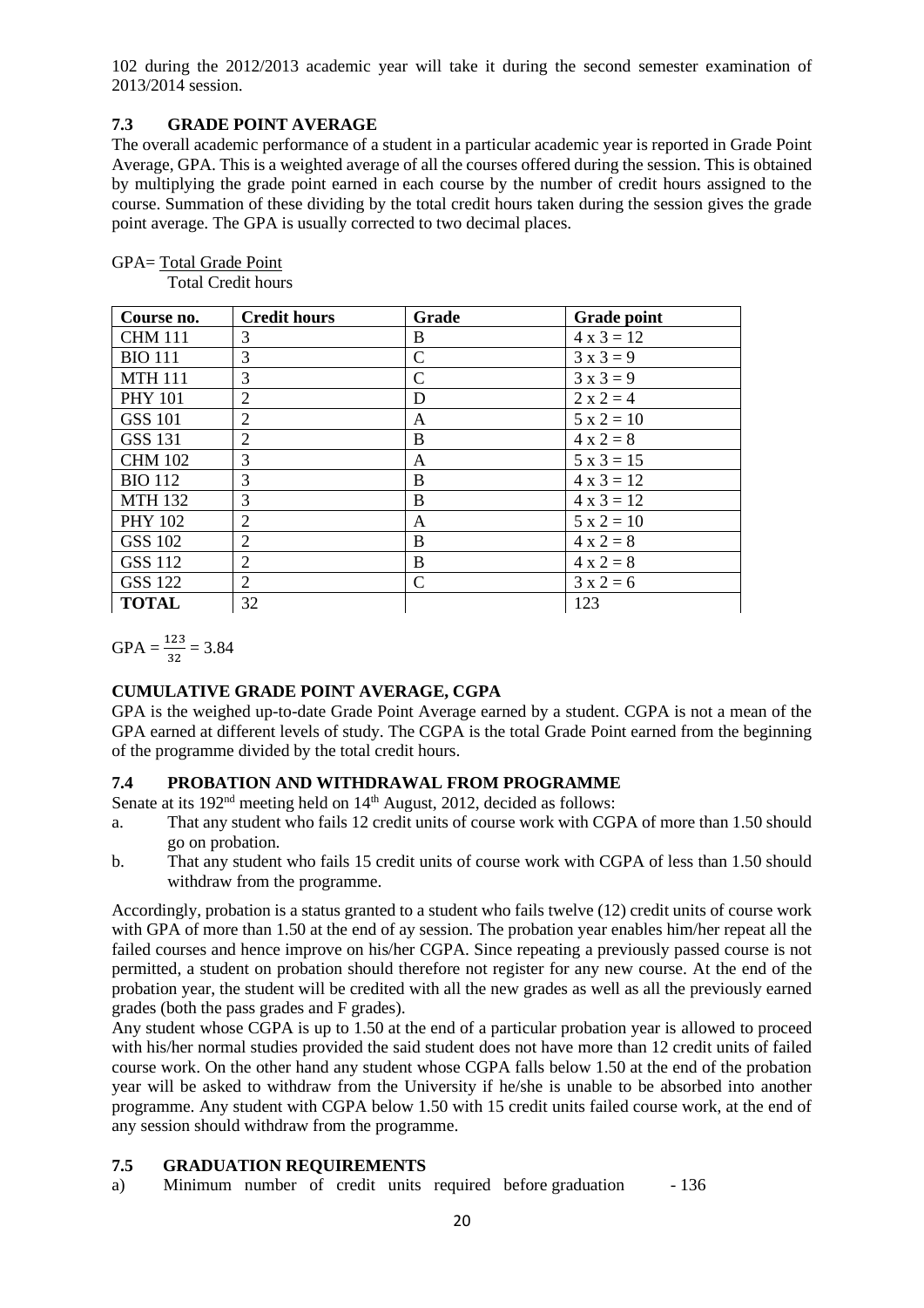102 during the 2012/2013 academic year will take it during the second semester examination of 2013/2014 session.

### 7.3 GRADE POINT AVERAGE

The overall academic performance of a student in a particular academic year is reported in Grade Point Average, GPA. This is a weighted average of all the courses offered during the session. This is obtained by multiplying the grade point earned in each course by the number of credit hours assigned to the course. Summation of these dividing by the total credit hours taken during the session gives the grade point average. The GPA is usually corrected to two decimal places.

$$GPA = \frac{\text{Total Grade Point}}{\text{Total Credit hours}}$$

| Course no. | Credit hours | Grade | Grade point |
|---|---|---|---|
| CHM 111 | 3 | B | 4 x 3 = 12 |
| BIO 111 | 3 | C | 3 x 3 = 9 |
| MTH 111 | 3 | C | 3 x 3 = 9 |
| PHY 101 | 2 | D | 2 x 2 = 4 |
| GSS 101 | 2 | A | 5 x 2 = 10 |
| GSS 131 | 2 | B | 4 x 2 = 8 |
| CHM 102 | 3 | A | 5 x 3 = 15 |
| BIO 112 | 3 | B | 4 x 3 = 12 |
| MTH 132 | 3 | B | 4 x 3 = 12 |
| PHY 102 | 2 | A | 5 x 2 = 10 |
| GSS 102 | 2 | B | 4 x 2 = 8 |
| GSS 112 | 2 | B | 4 x 2 = 8 |
| GSS 122 | 2 | C | 3 x 2 = 6 |
| **TOTAL** | 32 | | 123 |

$GPA = \frac{123}{32} = 3.84$

### CUMULATIVE GRADE POINT AVERAGE, CGPA

GPA is the weighed up-to-date Grade Point Average earned by a student. CGPA is not a mean of the GPA earned at different levels of study. The CGPA is the total Grade Point earned from the beginning of the programme divided by the total credit hours.

### 7.4 PROBATION AND WITHDRAWAL FROM PROGRAMME

Senate at its 192nd meeting held on 14th August, 2012, decided as follows:

a. That any student who fails 12 credit units of course work with CGPA of more than 1.50 should go on probation.
b. That any student who fails 15 credit units of course work with CGPA of less than 1.50 should withdraw from the programme.

Accordingly, probation is a status granted to a student who fails twelve (12) credit units of course work with GPA of more than 1.50 at the end of ay session. The probation year enables him/her repeat all the failed courses and hence improve on his/her CGPA. Since repeating a previously passed course is not permitted, a student on probation should therefore not register for any new course. At the end of the probation year, the student will be credited with all the new grades as well as all the previously earned grades (both the pass grades and F grades).

Any student whose CGPA is up to 1.50 at the end of a particular probation year is allowed to proceed with his/her normal studies provided the said student does not have more than 12 credit units of failed course work. On the other hand any student whose CGPA falls below 1.50 at the end of the probation year will be asked to withdraw from the University if he/she is unable to be absorbed into another programme. Any student with CGPA below 1.50 with 15 credit units failed course work, at the end of any session should withdraw from the programme.

### 7.5 GRADUATION REQUIREMENTS

a) Minimum number of credit units required before graduation - 136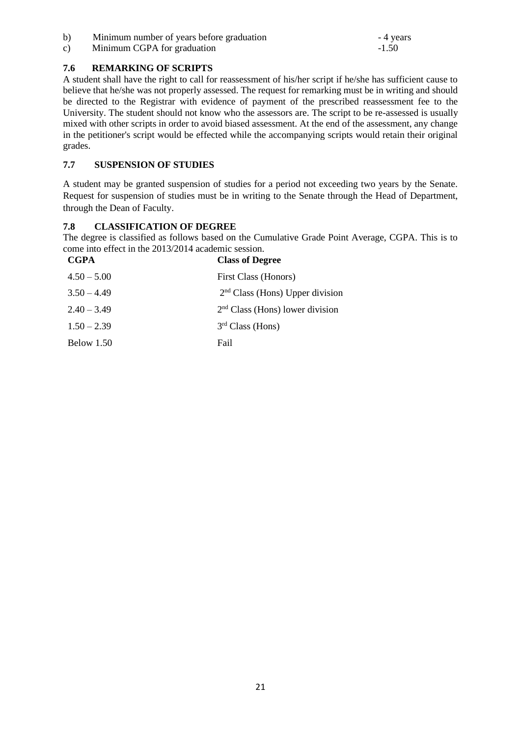b) Minimum number of years before graduation - 4 years

c) Minimum CGPA for graduation -1.50

## 7.6 REMARKING OF SCRIPTS

A student shall have the right to call for reassessment of his/her script if he/she has sufficient cause to believe that he/she was not properly assessed. The request for remarking must be in writing and should be directed to the Registrar with evidence of payment of the prescribed reassessment fee to the University. The student should not know who the assessors are. The script to be re-assessed is usually mixed with other scripts in order to avoid biased assessment. At the end of the assessment, any change in the petitioner's script would be effected while the accompanying scripts would retain their original grades.

## 7.7 SUSPENSION OF STUDIES

A student may be granted suspension of studies for a period not exceeding two years by the Senate. Request for suspension of studies must be in writing to the Senate through the Head of Department, through the Dean of Faculty.

## 7.8 CLASSIFICATION OF DEGREE

The degree is classified as follows based on the Cumulative Grade Point Average, CGPA. This is to come into effect in the 2013/2014 academic session.

| CGPA | Class of Degree |
|---|---|
| 4.50 – 5.00 | First Class (Honors) |
| 3.50 – 4.49 | 2nd Class (Hons) Upper division |
| 2.40 – 3.49 | 2nd Class (Hons) lower division |
| 1.50 – 2.39 | 3rd Class (Hons) |
| Below 1.50 | Fail |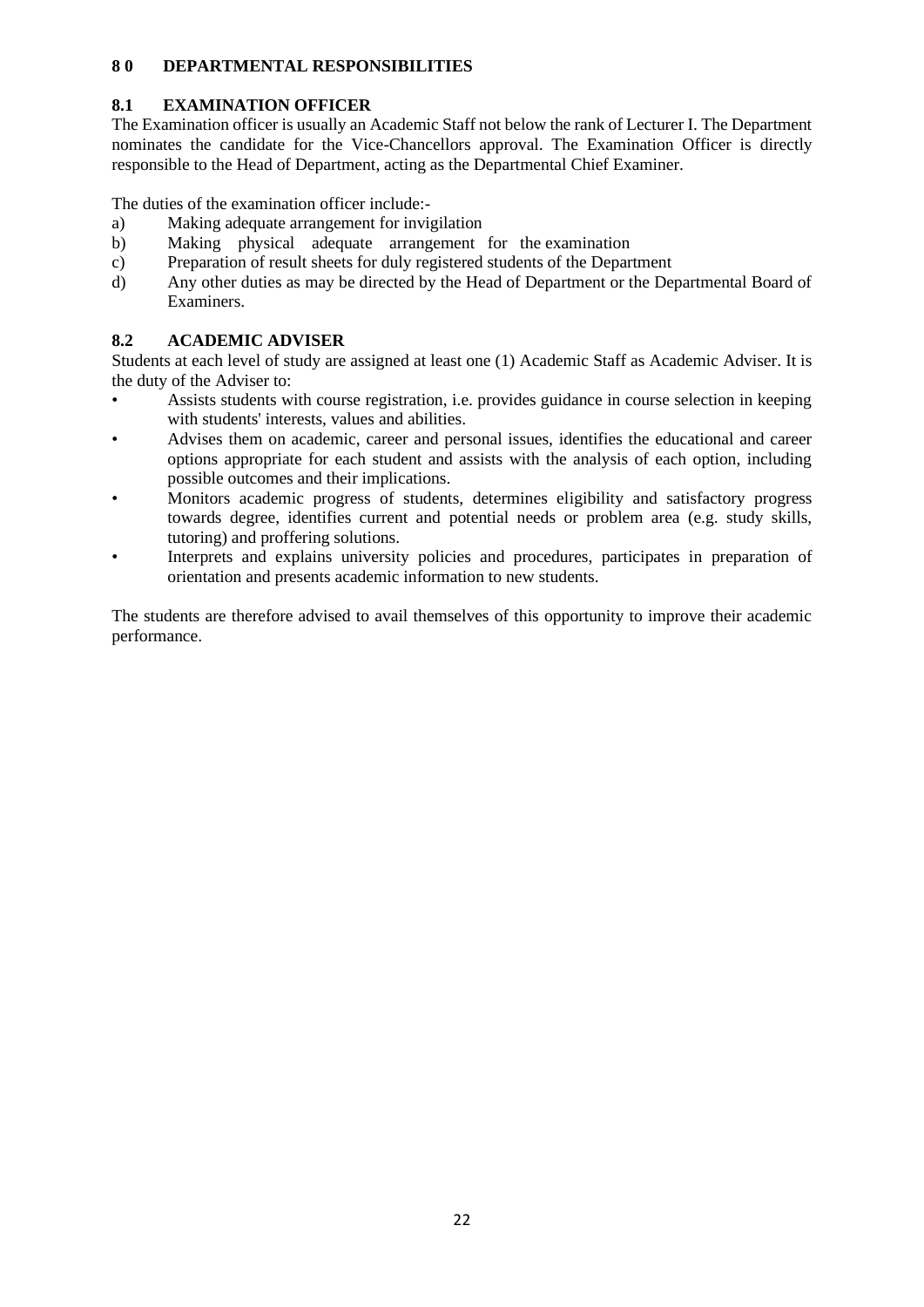## 8 0 DEPARTMENTAL RESPONSIBILITIES

### 8.1 EXAMINATION OFFICER

The Examination officer is usually an Academic Staff not below the rank of Lecturer I. The Department nominates the candidate for the Vice-Chancellors approval. The Examination Officer is directly responsible to the Head of Department, acting as the Departmental Chief Examiner.

The duties of the examination officer include:-

a) Making adequate arrangement for invigilation
b) Making physical adequate arrangement for the examination
c) Preparation of result sheets for duly registered students of the Department
d) Any other duties as may be directed by the Head of Department or the Departmental Board of Examiners.

### 8.2 ACADEMIC ADVISER

Students at each level of study are assigned at least one (1) Academic Staff as Academic Adviser. It is the duty of the Adviser to:

- Assists students with course registration, i.e. provides guidance in course selection in keeping with students' interests, values and abilities.
- Advises them on academic, career and personal issues, identifies the educational and career options appropriate for each student and assists with the analysis of each option, including possible outcomes and their implications.
- Monitors academic progress of students, determines eligibility and satisfactory progress towards degree, identifies current and potential needs or problem area (e.g. study skills, tutoring) and proffering solutions.
- Interprets and explains university policies and procedures, participates in preparation of orientation and presents academic information to new students.

The students are therefore advised to avail themselves of this opportunity to improve their academic performance.